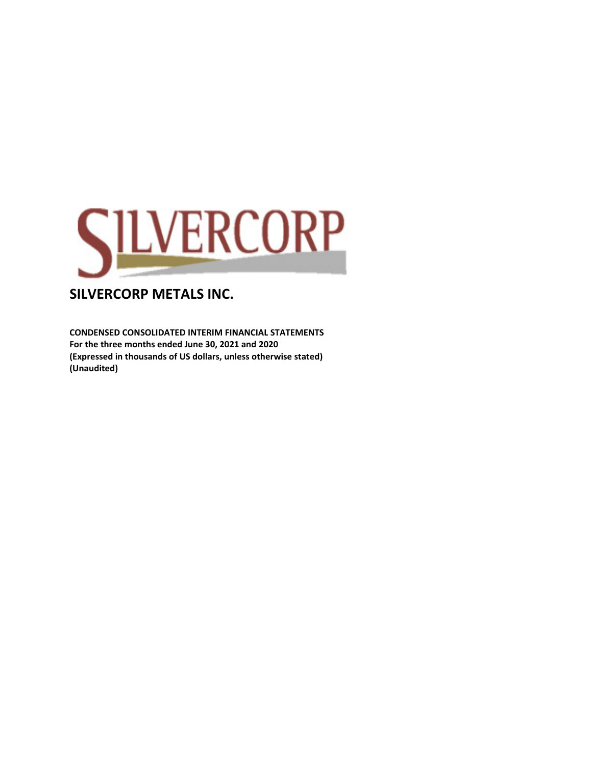# SILVERCORP METALS INC.

**CONDENSED CONSOLIDATED INTERIM FINANCIAL STATEMENTS**
**For the three months ended June 30, 2021 and 2020**
**(Expressed in thousands of US dollars, unless otherwise stated)**
**(Unaudited)**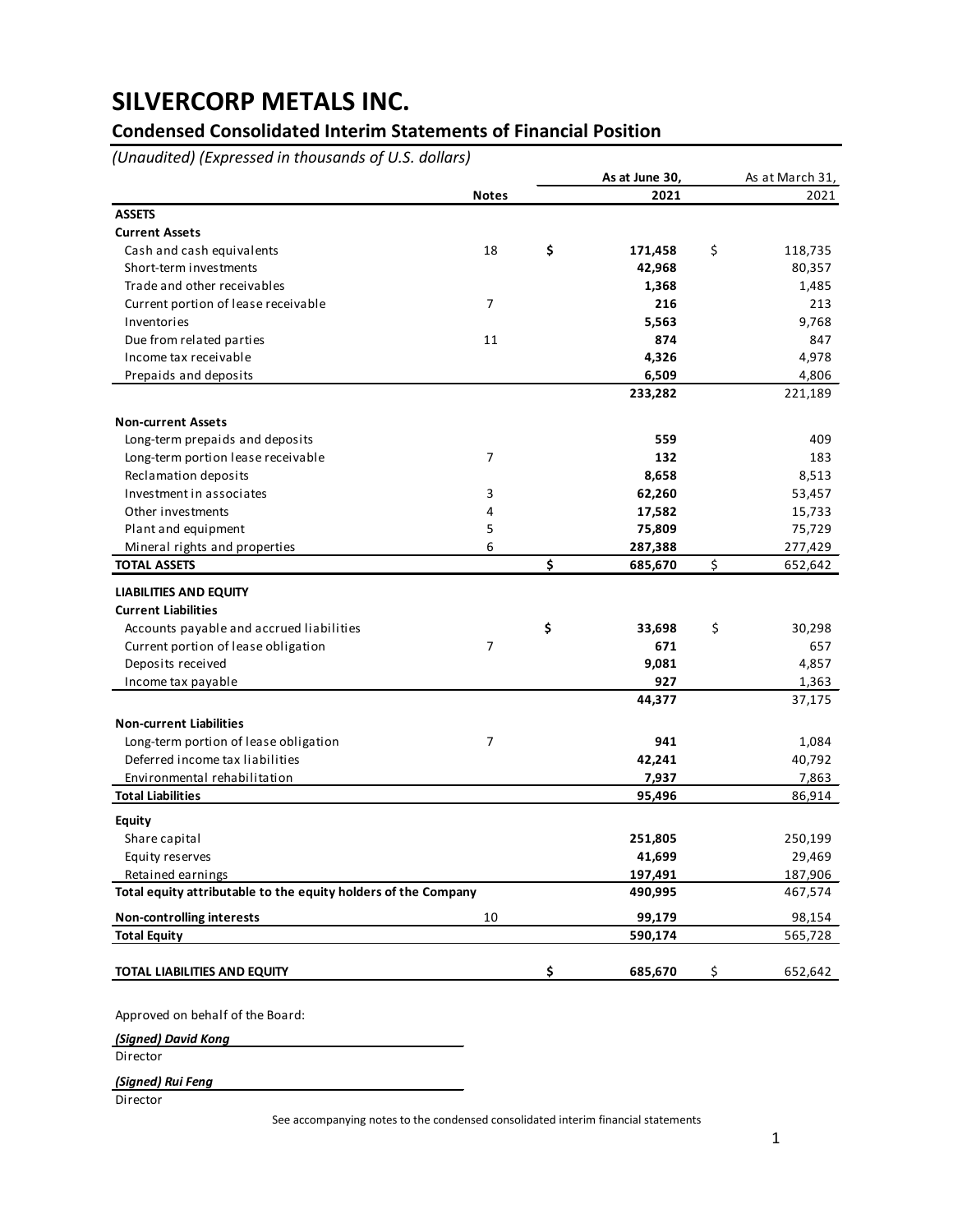# SILVERCORP METALS INC.

## Condensed Consolidated Interim Statements of Financial Position

*(Unaudited) (Expressed in thousands of U.S. dollars)*

| | Notes | As at June 30, 2021 | As at March 31, 2021 |
|---|---|---|---|
| **ASSETS** | | | |
| **Current Assets** | | | |
| Cash and cash equivalents | 18 | $ 171,458 | $ 118,735 |
| Short-term investments | | 42,968 | 80,357 |
| Trade and other receivables | | 1,368 | 1,485 |
| Current portion of lease receivable | 7 | 216 | 213 |
| Inventories | | 5,563 | 9,768 |
| Due from related parties | 11 | 874 | 847 |
| Income tax receivable | | 4,326 | 4,978 |
| Prepaids and deposits | | 6,509 | 4,806 |
| | | 233,282 | 221,189 |
| **Non-current Assets** | | | |
| Long-term prepaids and deposits | | 559 | 409 |
| Long-term portion lease receivable | 7 | 132 | 183 |
| Reclamation deposits | | 8,658 | 8,513 |
| Investment in associates | 3 | 62,260 | 53,457 |
| Other investments | 4 | 17,582 | 15,733 |
| Plant and equipment | 5 | 75,809 | 75,729 |
| Mineral rights and properties | 6 | 287,388 | 277,429 |
| **TOTAL ASSETS** | | $ 685,670 | $ 652,642 |
| **LIABILITIES AND EQUITY** | | | |
| **Current Liabilities** | | | |
| Accounts payable and accrued liabilities | | $ 33,698 | $ 30,298 |
| Current portion of lease obligation | 7 | 671 | 657 |
| Deposits received | | 9,081 | 4,857 |
| Income tax payable | | 927 | 1,363 |
| | | 44,377 | 37,175 |
| **Non-current Liabilities** | | | |
| Long-term portion of lease obligation | 7 | 941 | 1,084 |
| Deferred income tax liabilities | | 42,241 | 40,792 |
| Environmental rehabilitation | | 7,937 | 7,863 |
| **Total Liabilities** | | 95,496 | 86,914 |
| **Equity** | | | |
| Share capital | | 251,805 | 250,199 |
| Equity reserves | | 41,699 | 29,469 |
| Retained earnings | | 197,491 | 187,906 |
| **Total equity attributable to the equity holders of the Company** | | 490,995 | 467,574 |
| **Non-controlling interests** | 10 | 99,179 | 98,154 |
| **Total Equity** | | 590,174 | 565,728 |
| **TOTAL LIABILITIES AND EQUITY** | | $ 685,670 | $ 652,642 |

Approved on behalf of the Board:

***(Signed) David Kong***
Director

***(Signed) Rui Feng***
Director

See accompanying notes to the condensed consolidated interim financial statements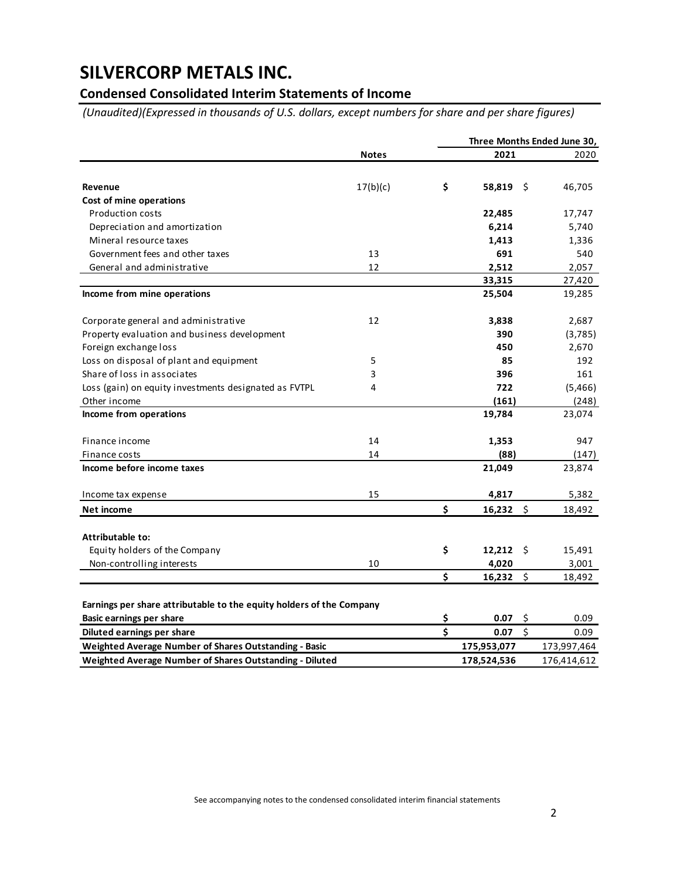# SILVERCORP METALS INC.

## Condensed Consolidated Interim Statements of Income

*(Unaudited)(Expressed in thousands of U.S. dollars, except numbers for share and per share figures)*

| | Notes | Three Months Ended June 30, 2021 | 2020 |
|---|---|---|---|
| **Revenue** | 17(b)(c) | **$ 58,819** | $ 46,705 |
| **Cost of mine operations** | | | |
| Production costs | | **22,485** | 17,747 |
| Depreciation and amortization | | **6,214** | 5,740 |
| Mineral resource taxes | | **1,413** | 1,336 |
| Government fees and other taxes | 13 | **691** | 540 |
| General and administrative | 12 | **2,512** | 2,057 |
| | | **33,315** | 27,420 |
| **Income from mine operations** | | **25,504** | 19,285 |
| Corporate general and administrative | 12 | **3,838** | 2,687 |
| Property evaluation and business development | | **390** | (3,785) |
| Foreign exchange loss | | **450** | 2,670 |
| Loss on disposal of plant and equipment | 5 | **85** | 192 |
| Share of loss in associates | 3 | **396** | 161 |
| Loss (gain) on equity investments designated as FVTPL | 4 | **722** | (5,466) |
| Other income | | **(161)** | (248) |
| **Income from operations** | | **19,784** | 23,074 |
| Finance income | 14 | **1,353** | 947 |
| Finance costs | 14 | **(88)** | (147) |
| **Income before income taxes** | | **21,049** | 23,874 |
| Income tax expense | 15 | **4,817** | 5,382 |
| **Net income** | | **$ 16,232** | $ 18,492 |
| **Attributable to:** | | | |
| Equity holders of the Company | | **$ 12,212** | $ 15,491 |
| Non-controlling interests | 10 | **4,020** | 3,001 |
| | | **$ 16,232** | $ 18,492 |
| **Earnings per share attributable to the equity holders of the Company** | | | |
| **Basic earnings per share** | | **$ 0.07** | $ 0.09 |
| **Diluted earnings per share** | | **$ 0.07** | $ 0.09 |
| **Weighted Average Number of Shares Outstanding - Basic** | | **175,953,077** | 173,997,464 |
| **Weighted Average Number of Shares Outstanding - Diluted** | | **178,524,536** | 176,414,612 |

See accompanying notes to the condensed consolidated interim financial statements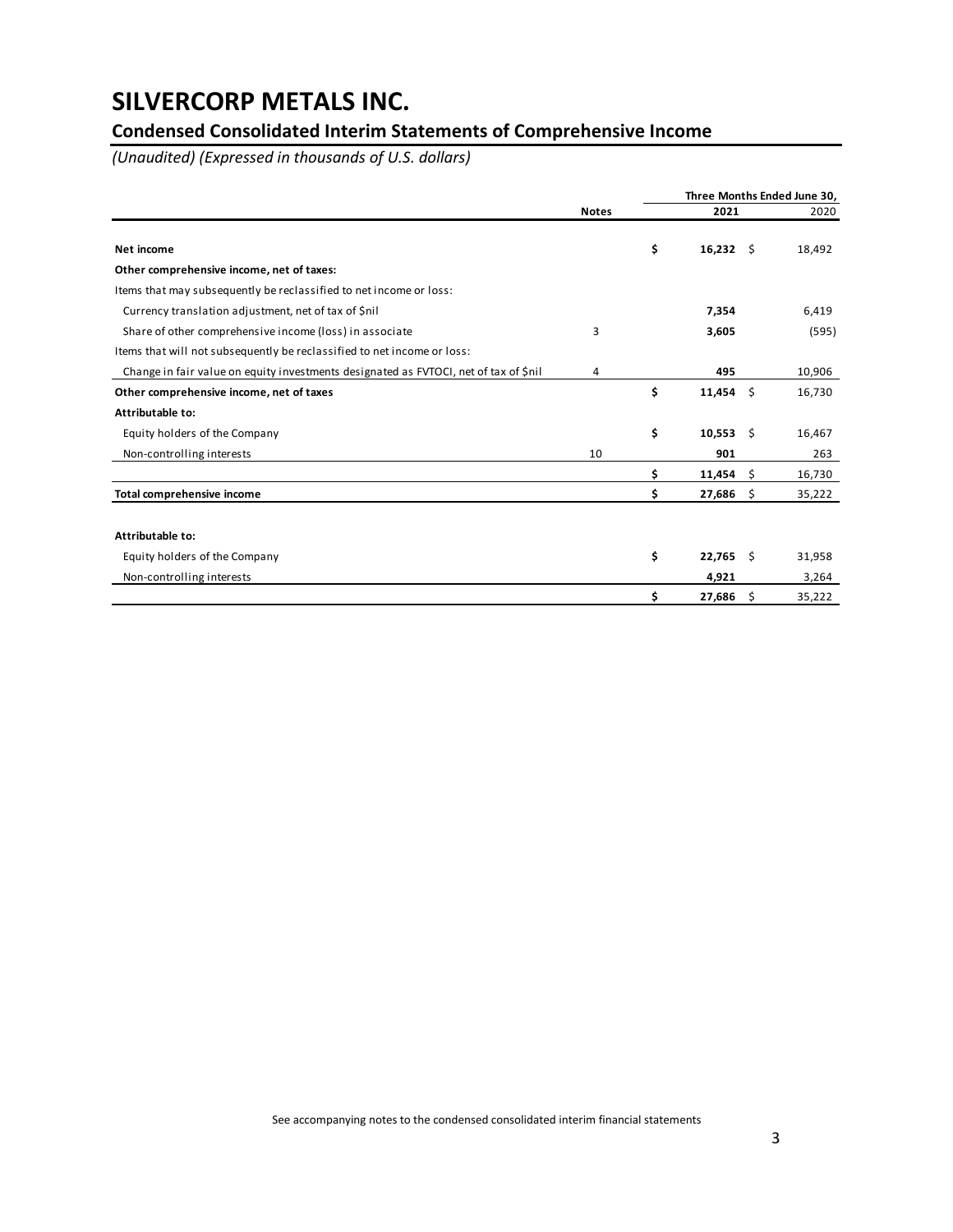# SILVERCORP METALS INC.

## Condensed Consolidated Interim Statements of Comprehensive Income

*(Unaudited) (Expressed in thousands of U.S. dollars)*

| | Notes | Three Months Ended June 30, 2021 | 2020 |
|---|---|---|---|
| **Net income** | | **$ 16,232** | $ 18,492 |
| **Other comprehensive income, net of taxes:** | | | |
| Items that may subsequently be reclassified to net income or loss: | | | |
| Currency translation adjustment, net of tax of $nil | | **7,354** | 6,419 |
| Share of other comprehensive income (loss) in associate | 3 | **3,605** | (595) |
| Items that will not subsequently be reclassified to net income or loss: | | | |
| Change in fair value on equity investments designated as FVTOCI, net of tax of $nil | 4 | **495** | 10,906 |
| **Other comprehensive income, net of taxes** | | **$ 11,454** | $ 16,730 |
| **Attributable to:** | | | |
| Equity holders of the Company | | **$ 10,553** | $ 16,467 |
| Non-controlling interests | 10 | **901** | 263 |
| | | **$ 11,454** | $ 16,730 |
| **Total comprehensive income** | | **$ 27,686** | $ 35,222 |
| | | | |
| **Attributable to:** | | | |
| Equity holders of the Company | | **$ 22,765** | $ 31,958 |
| Non-controlling interests | | **4,921** | 3,264 |
| | | **$ 27,686** | $ 35,222 |

See accompanying notes to the condensed consolidated interim financial statements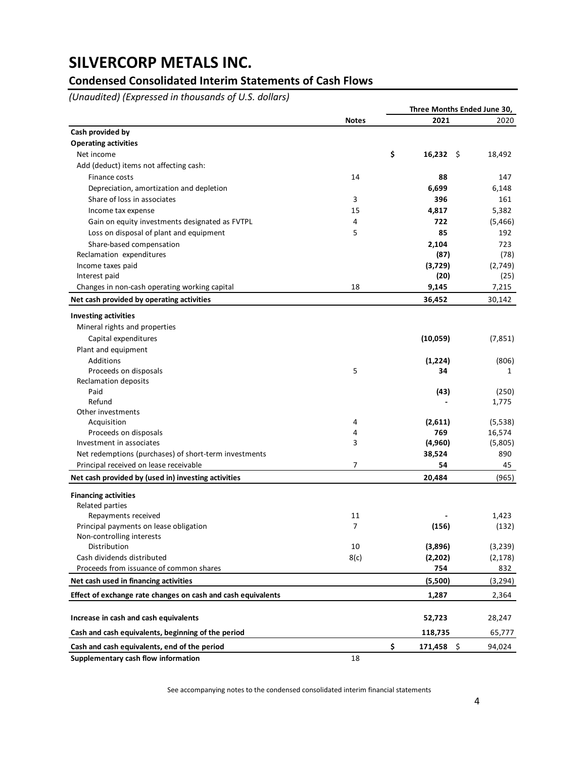# SILVERCORP METALS INC.

## Condensed Consolidated Interim Statements of Cash Flows

*(Unaudited) (Expressed in thousands of U.S. dollars)*

| | Notes | Three Months Ended June 30, 2021 | 2020 |
|---|---|---|---|
| **Cash provided by** | | | |
| **Operating activities** | | | |
| Net income | | **$ 16,232** | $ 18,492 |
| Add (deduct) items not affecting cash: | | | |
| Finance costs | 14 | **88** | 147 |
| Depreciation, amortization and depletion | | **6,699** | 6,148 |
| Share of loss in associates | 3 | **396** | 161 |
| Income tax expense | 15 | **4,817** | 5,382 |
| Gain on equity investments designated as FVTPL | 4 | **722** | (5,466) |
| Loss on disposal of plant and equipment | 5 | **85** | 192 |
| Share-based compensation | | **2,104** | 723 |
| Reclamation expenditures | | **(87)** | (78) |
| Income taxes paid | | **(3,729)** | (2,749) |
| Interest paid | | **(20)** | (25) |
| Changes in non-cash operating working capital | 18 | **9,145** | 7,215 |
| **Net cash provided by operating activities** | | **36,452** | 30,142 |
| **Investing activities** | | | |
| Mineral rights and properties | | | |
| Capital expenditures | | **(10,059)** | (7,851) |
| Plant and equipment | | | |
| Additions | | **(1,224)** | (806) |
| Proceeds on disposals | 5 | **34** | 1 |
| Reclamation deposits | | | |
| Paid | | **(43)** | (250) |
| Refund | | **-** | 1,775 |
| Other investments | | | |
| Acquisition | 4 | **(2,611)** | (5,538) |
| Proceeds on disposals | 4 | **769** | 16,574 |
| Investment in associates | 3 | **(4,960)** | (5,805) |
| Net redemptions (purchases) of short-term investments | | **38,524** | 890 |
| Principal received on lease receivable | 7 | **54** | 45 |
| **Net cash provided by (used in) investing activities** | | **20,484** | (965) |
| **Financing activities** | | | |
| Related parties | | | |
| Repayments received | 11 | **-** | 1,423 |
| Principal payments on lease obligation | 7 | **(156)** | (132) |
| Non-controlling interests | | | |
| Distribution | 10 | **(3,896)** | (3,239) |
| Cash dividends distributed | 8(c) | **(2,202)** | (2,178) |
| Proceeds from issuance of common shares | | **754** | 832 |
| **Net cash used in financing activities** | | **(5,500)** | (3,294) |
| **Effect of exchange rate changes on cash and cash equivalents** | | **1,287** | 2,364 |
| **Increase in cash and cash equivalents** | | **52,723** | 28,247 |
| **Cash and cash equivalents, beginning of the period** | | **118,735** | 65,777 |
| **Cash and cash equivalents, end of the period** | | **$ 171,458** | $ 94,024 |
| **Supplementary cash flow information** | 18 | | |

See accompanying notes to the condensed consolidated interim financial statements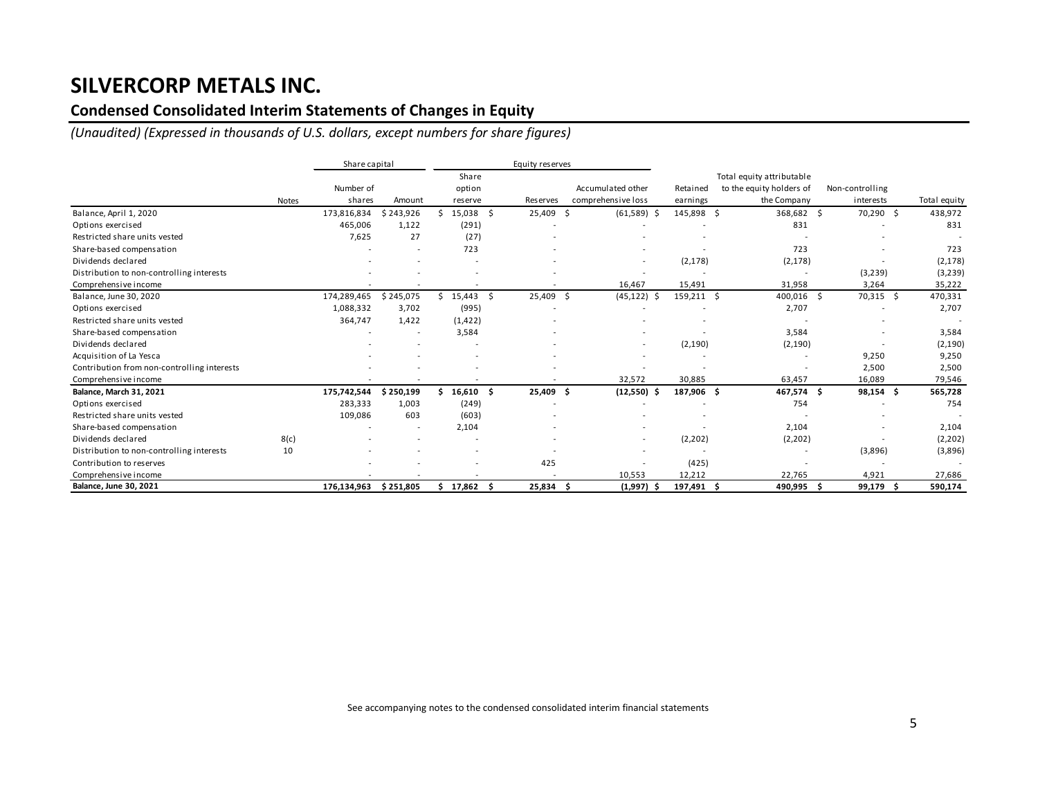# SILVERCORP METALS INC.

## Condensed Consolidated Interim Statements of Changes in Equity

*(Unaudited) (Expressed in thousands of U.S. dollars, except numbers for share figures)*

| | | Share capital | | Equity reserves | | | | | | |
|---|---|---|---|---|---|---|---|---|---|---|
| | Notes | Number of shares | Amount | Share option reserve | Reserves | Accumulated other comprehensive loss | Retained earnings | Total equity attributable to the equity holders of the Company | Non-controlling interests | Total equity |
| Balance, April 1, 2020 | | 173,816,834 | $ 243,926 | $ 15,038 | $ 25,409 | $ (61,589) | $ 145,898 | $ 368,682 | $ 70,290 | $ 438,972 |
| Options exercised | | 465,006 | 1,122 | (291) | - | - | - | 831 | - | 831 |
| Restricted share units vested | | 7,625 | 27 | (27) | - | - | - | - | - | - |
| Share-based compensation | | - | - | 723 | - | - | - | 723 | - | 723 |
| Dividends declared | | - | - | - | - | - | (2,178) | (2,178) | - | (2,178) |
| Distribution to non-controlling interests | | - | - | - | - | - | - | - | (3,239) | (3,239) |
| Comprehensive income | | - | - | - | - | 16,467 | 15,491 | 31,958 | 3,264 | 35,222 |
| Balance, June 30, 2020 | | 174,289,465 | $ 245,075 | $ 15,443 | $ 25,409 | $ (45,122) | $ 159,211 | $ 400,016 | $ 70,315 | $ 470,331 |
| Options exercised | | 1,088,332 | 3,702 | (995) | - | - | - | 2,707 | - | 2,707 |
| Restricted share units vested | | 364,747 | 1,422 | (1,422) | - | - | - | - | - | - |
| Share-based compensation | | - | - | 3,584 | - | - | - | 3,584 | - | 3,584 |
| Dividends declared | | - | - | - | - | - | (2,190) | (2,190) | - | (2,190) |
| Acquisition of La Yesca | | - | - | - | - | - | - | - | 9,250 | 9,250 |
| Contribution from non-controlling interests | | - | - | - | - | - | - | - | 2,500 | 2,500 |
| Comprehensive income | | - | - | - | - | 32,572 | 30,885 | 63,457 | 16,089 | 79,546 |
| **Balance, March 31, 2021** | | **175,742,544** | **$ 250,199** | **$ 16,610** | **$ 25,409** | **$ (12,550)** | **$ 187,906** | **$ 467,574** | **$ 98,154** | **$ 565,728** |
| Options exercised | | 283,333 | 1,003 | (249) | - | - | - | 754 | - | 754 |
| Restricted share units vested | | 109,086 | 603 | (603) | - | - | - | - | - | - |
| Share-based compensation | | - | - | 2,104 | - | - | - | 2,104 | - | 2,104 |
| Dividends declared | 8(c) | - | - | - | - | - | (2,202) | (2,202) | - | (2,202) |
| Distribution to non-controlling interests | 10 | - | - | - | - | - | - | - | (3,896) | (3,896) |
| Contribution to reserves | | - | - | - | 425 | - | (425) | - | - | - |
| Comprehensive income | | - | - | - | - | 10,553 | 12,212 | 22,765 | 4,921 | 27,686 |
| **Balance, June 30, 2021** | | **176,134,963** | **$ 251,805** | **$ 17,862** | **$ 25,834** | **$ (1,997)** | **$ 197,491** | **$ 490,995** | **$ 99,179** | **$ 590,174** |

See accompanying notes to the condensed consolidated interim financial statements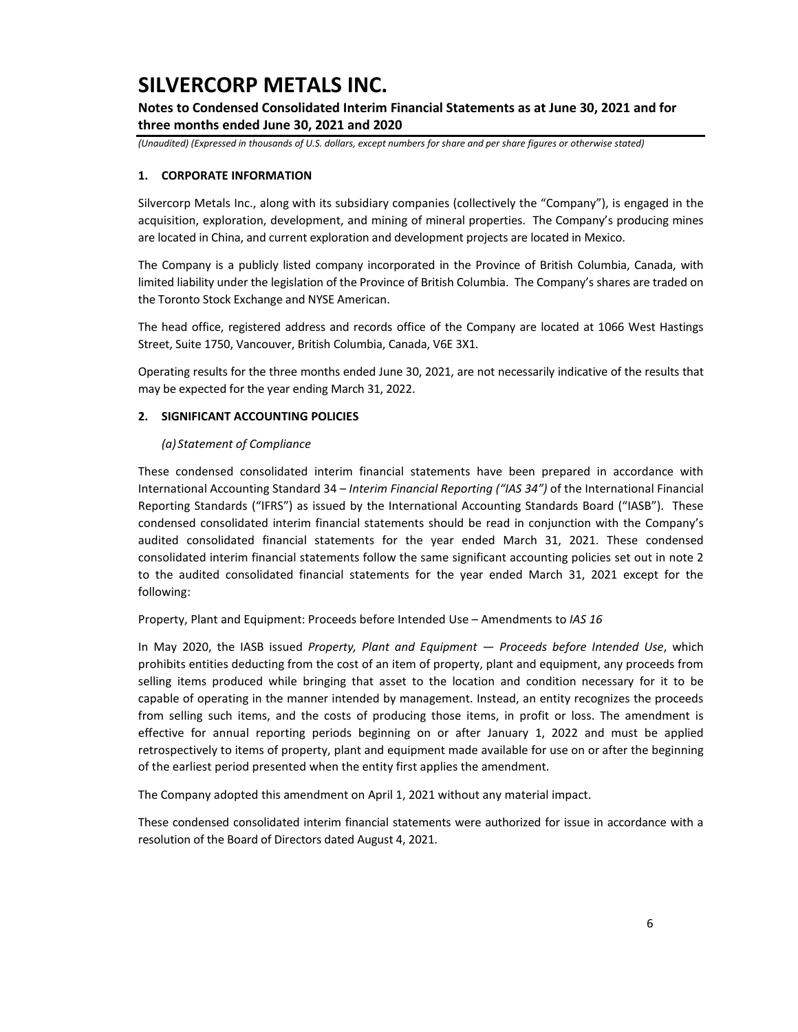## 1. CORPORATE INFORMATION

Silvercorp Metals Inc., along with its subsidiary companies (collectively the "Company"), is engaged in the acquisition, exploration, development, and mining of mineral properties. The Company's producing mines are located in China, and current exploration and development projects are located in Mexico.

The Company is a publicly listed company incorporated in the Province of British Columbia, Canada, with limited liability under the legislation of the Province of British Columbia. The Company's shares are traded on the Toronto Stock Exchange and NYSE American.

The head office, registered address and records office of the Company are located at 1066 West Hastings Street, Suite 1750, Vancouver, British Columbia, Canada, V6E 3X1.

Operating results for the three months ended June 30, 2021, are not necessarily indicative of the results that may be expected for the year ending March 31, 2022.

## 2. SIGNIFICANT ACCOUNTING POLICIES

### *(a) Statement of Compliance*

These condensed consolidated interim financial statements have been prepared in accordance with International Accounting Standard 34 – *Interim Financial Reporting ("IAS 34")* of the International Financial Reporting Standards ("IFRS") as issued by the International Accounting Standards Board ("IASB"). These condensed consolidated interim financial statements should be read in conjunction with the Company's audited consolidated financial statements for the year ended March 31, 2021. These condensed consolidated interim financial statements follow the same significant accounting policies set out in note 2 to the audited consolidated financial statements for the year ended March 31, 2021 except for the following:

Property, Plant and Equipment: Proceeds before Intended Use – Amendments to *IAS 16*

In May 2020, the IASB issued *Property, Plant and Equipment — Proceeds before Intended Use*, which prohibits entities deducting from the cost of an item of property, plant and equipment, any proceeds from selling items produced while bringing that asset to the location and condition necessary for it to be capable of operating in the manner intended by management. Instead, an entity recognizes the proceeds from selling such items, and the costs of producing those items, in profit or loss. The amendment is effective for annual reporting periods beginning on or after January 1, 2022 and must be applied retrospectively to items of property, plant and equipment made available for use on or after the beginning of the earliest period presented when the entity first applies the amendment.

The Company adopted this amendment on April 1, 2021 without any material impact.

These condensed consolidated interim financial statements were authorized for issue in accordance with a resolution of the Board of Directors dated August 4, 2021.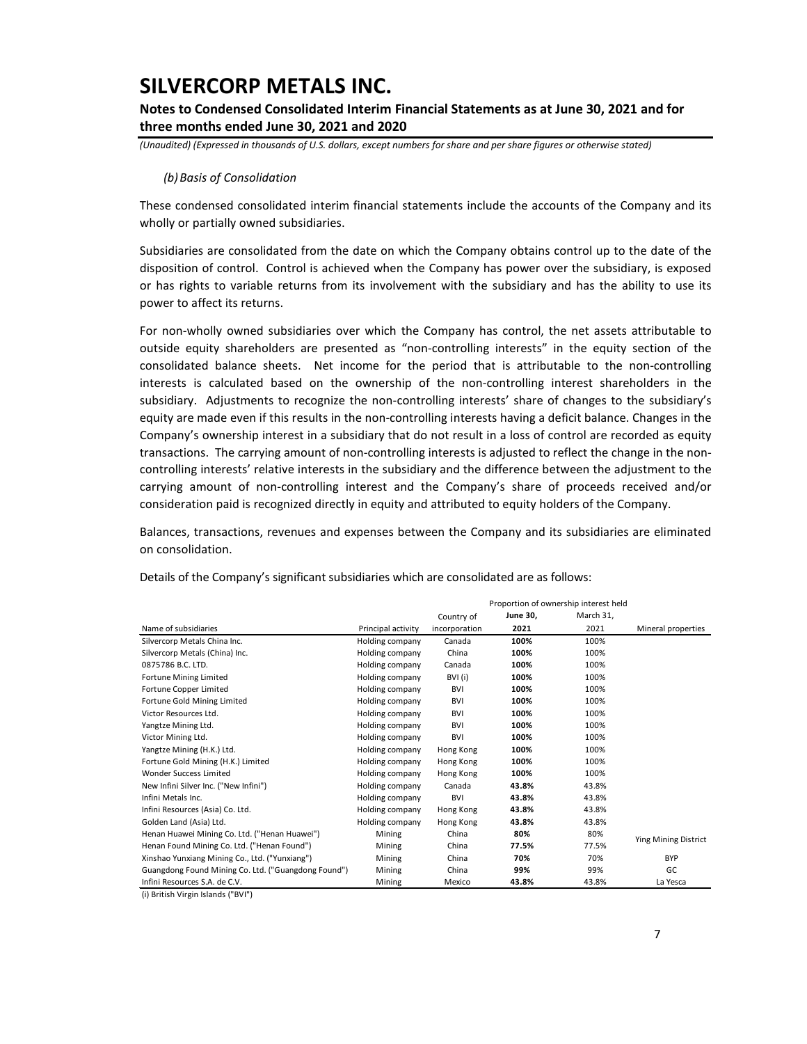*(b) Basis of Consolidation*

These condensed consolidated interim financial statements include the accounts of the Company and its wholly or partially owned subsidiaries.

Subsidiaries are consolidated from the date on which the Company obtains control up to the date of the disposition of control. Control is achieved when the Company has power over the subsidiary, is exposed or has rights to variable returns from its involvement with the subsidiary and has the ability to use its power to affect its returns.

For non-wholly owned subsidiaries over which the Company has control, the net assets attributable to outside equity shareholders are presented as "non-controlling interests" in the equity section of the consolidated balance sheets. Net income for the period that is attributable to the non-controlling interests is calculated based on the ownership of the non-controlling interest shareholders in the subsidiary. Adjustments to recognize the non-controlling interests' share of changes to the subsidiary's equity are made even if this results in the non-controlling interests having a deficit balance. Changes in the Company's ownership interest in a subsidiary that do not result in a loss of control are recorded as equity transactions. The carrying amount of non-controlling interests is adjusted to reflect the change in the non-controlling interests' relative interests in the subsidiary and the difference between the adjustment to the carrying amount of non-controlling interest and the Company's share of proceeds received and/or consideration paid is recognized directly in equity and attributed to equity holders of the Company.

Balances, transactions, revenues and expenses between the Company and its subsidiaries are eliminated on consolidation.

Details of the Company's significant subsidiaries which are consolidated are as follows:

| | | | Proportion of ownership interest held | | |
|---|---|---|---|---|---|
| Name of subsidiaries | Principal activity | Country of incorporation | **June 30, 2021** | March 31, 2021 | Mineral properties |
| Silvercorp Metals China Inc. | Holding company | Canada | **100%** | 100% | |
| Silvercorp Metals (China) Inc. | Holding company | China | **100%** | 100% | |
| 0875786 B.C. LTD. | Holding company | Canada | **100%** | 100% | |
| Fortune Mining Limited | Holding company | BVI (i) | **100%** | 100% | |
| Fortune Copper Limited | Holding company | BVI | **100%** | 100% | |
| Fortune Gold Mining Limited | Holding company | BVI | **100%** | 100% | |
| Victor Resources Ltd. | Holding company | BVI | **100%** | 100% | |
| Yangtze Mining Ltd. | Holding company | BVI | **100%** | 100% | |
| Victor Mining Ltd. | Holding company | BVI | **100%** | 100% | |
| Yangtze Mining (H.K.) Ltd. | Holding company | Hong Kong | **100%** | 100% | |
| Fortune Gold Mining (H.K.) Limited | Holding company | Hong Kong | **100%** | 100% | |
| Wonder Success Limited | Holding company | Hong Kong | **100%** | 100% | |
| New Infini Silver Inc. ("New Infini") | Holding company | Canada | **43.8%** | 43.8% | |
| Infini Metals Inc. | Holding company | BVI | **43.8%** | 43.8% | |
| Infini Resources (Asia) Co. Ltd. | Holding company | Hong Kong | **43.8%** | 43.8% | |
| Golden Land (Asia) Ltd. | Holding company | Hong Kong | **43.8%** | 43.8% | |
| Henan Huawei Mining Co. Ltd. ("Henan Huawei") | Mining | China | **80%** | 80% | Ying Mining District |
| Henan Found Mining Co. Ltd. ("Henan Found") | Mining | China | **77.5%** | 77.5% | Ying Mining District |
| Xinshao Yunxiang Mining Co., Ltd. ("Yunxiang") | Mining | China | **70%** | 70% | BYP |
| Guangdong Found Mining Co. Ltd. ("Guangdong Found") | Mining | China | **99%** | 99% | GC |
| Infini Resources S.A. de C.V. | Mining | Mexico | **43.8%** | 43.8% | La Yesca |

(i) British Virgin Islands ("BVI")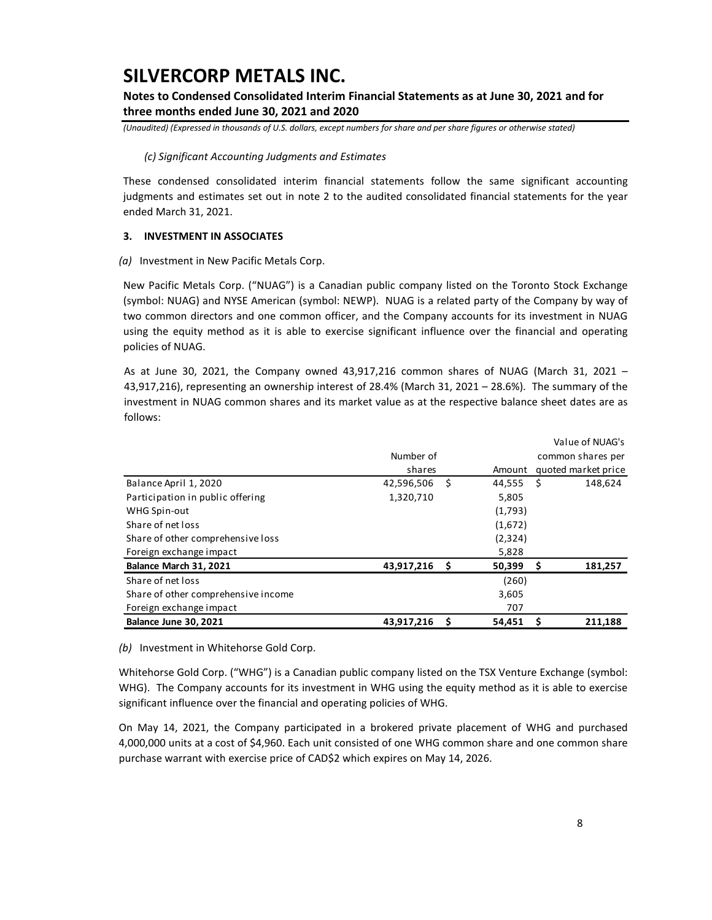### (c) Significant Accounting Judgments and Estimates

These condensed consolidated interim financial statements follow the same significant accounting judgments and estimates set out in note 2 to the audited consolidated financial statements for the year ended March 31, 2021.

## 3. INVESTMENT IN ASSOCIATES

*(a)* Investment in New Pacific Metals Corp.

New Pacific Metals Corp. ("NUAG") is a Canadian public company listed on the Toronto Stock Exchange (symbol: NUAG) and NYSE American (symbol: NEWP). NUAG is a related party of the Company by way of two common directors and one common officer, and the Company accounts for its investment in NUAG using the equity method as it is able to exercise significant influence over the financial and operating policies of NUAG.

As at June 30, 2021, the Company owned 43,917,216 common shares of NUAG (March 31, 2021 – 43,917,216), representing an ownership interest of 28.4% (March 31, 2021 – 28.6%). The summary of the investment in NUAG common shares and its market value as at the respective balance sheet dates are as follows:

| | Number of shares | Amount | Value of NUAG's common shares per quoted market price |
|---|---|---|---|
| Balance April 1, 2020 | 42,596,506 | $ 44,555 | $ 148,624 |
| Participation in public offering | 1,320,710 | 5,805 | |
| WHG Spin-out | | (1,793) | |
| Share of net loss | | (1,672) | |
| Share of other comprehensive loss | | (2,324) | |
| Foreign exchange impact | | 5,828 | |
| **Balance March 31, 2021** | **43,917,216** | **$ 50,399** | **$ 181,257** |
| Share of net loss | | (260) | |
| Share of other comprehensive income | | 3,605 | |
| Foreign exchange impact | | 707 | |
| **Balance June 30, 2021** | **43,917,216** | **$ 54,451** | **$ 211,188** |

*(b)* Investment in Whitehorse Gold Corp.

Whitehorse Gold Corp. ("WHG") is a Canadian public company listed on the TSX Venture Exchange (symbol: WHG). The Company accounts for its investment in WHG using the equity method as it is able to exercise significant influence over the financial and operating policies of WHG.

On May 14, 2021, the Company participated in a brokered private placement of WHG and purchased 4,000,000 units at a cost of $4,960. Each unit consisted of one WHG common share and one common share purchase warrant with exercise price of CAD$2 which expires on May 14, 2026.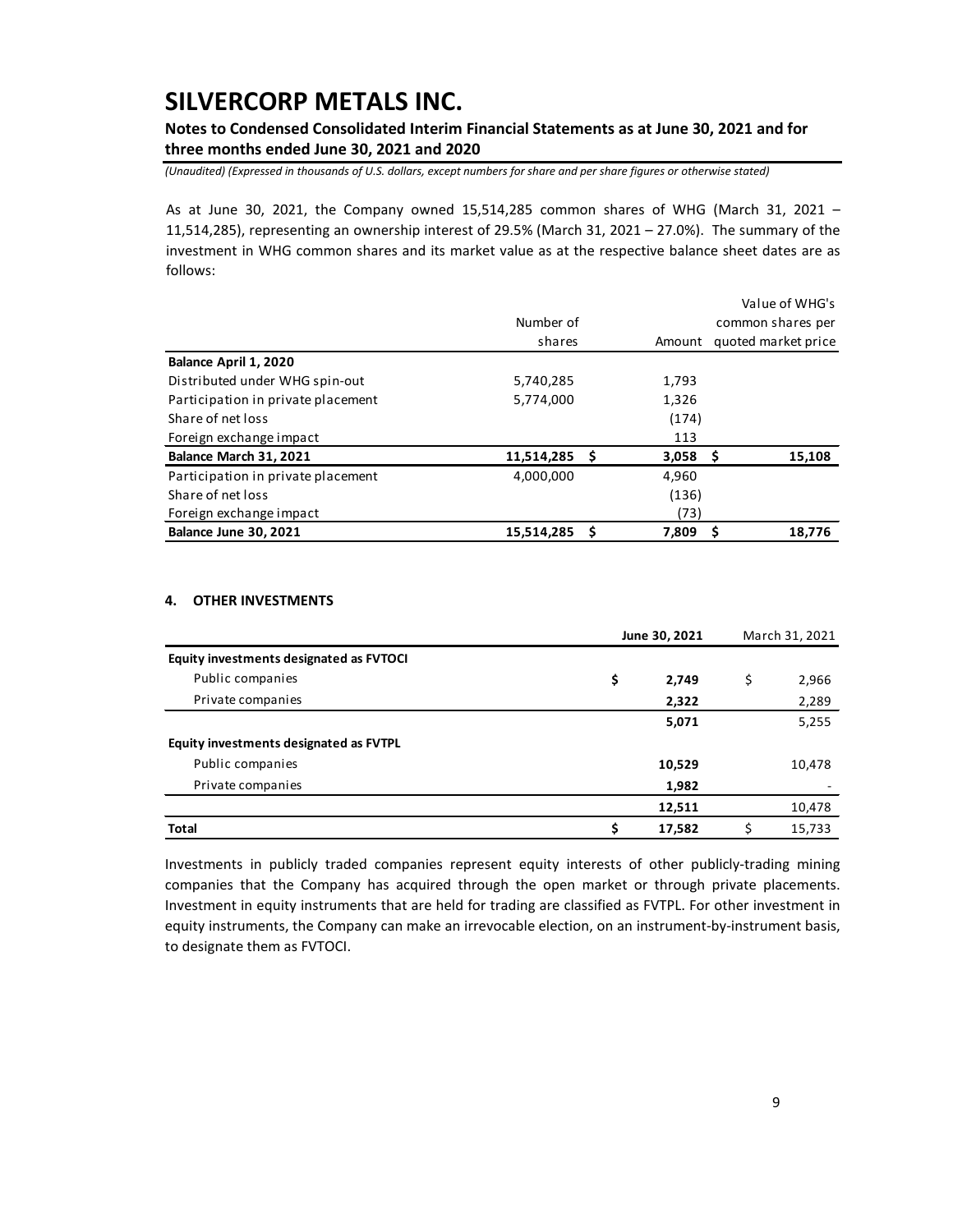As at June 30, 2021, the Company owned 15,514,285 common shares of WHG (March 31, 2021 – 11,514,285), representing an ownership interest of 29.5% (March 31, 2021 – 27.0%). The summary of the investment in WHG common shares and its market value as at the respective balance sheet dates are as follows:

| | Number of shares | Amount | Value of WHG's common shares per quoted market price |
|---|---|---|---|
| **Balance April 1, 2020** | | | |
| Distributed under WHG spin-out | 5,740,285 | 1,793 | |
| Participation in private placement | 5,774,000 | 1,326 | |
| Share of net loss | | (174) | |
| Foreign exchange impact | | 113 | |
| **Balance March 31, 2021** | **11,514,285** | **$ 3,058** | **$ 15,108** |
| Participation in private placement | 4,000,000 | 4,960 | |
| Share of net loss | | (136) | |
| Foreign exchange impact | | (73) | |
| **Balance June 30, 2021** | **15,514,285** | **$ 7,809** | **$ 18,776** |

## 4. OTHER INVESTMENTS

| | June 30, 2021 | March 31, 2021 |
|---|---|---|
| **Equity investments designated as FVTOCI** | | |
| Public companies | $ 2,749 | $ 2,966 |
| Private companies | 2,322 | 2,289 |
| | 5,071 | 5,255 |
| **Equity investments designated as FVTPL** | | |
| Public companies | 10,529 | 10,478 |
| Private companies | 1,982 | - |
| | 12,511 | 10,478 |
| **Total** | $ 17,582 | $ 15,733 |

Investments in publicly traded companies represent equity interests of other publicly-trading mining companies that the Company has acquired through the open market or through private placements. Investment in equity instruments that are held for trading are classified as FVTPL. For other investment in equity instruments, the Company can make an irrevocable election, on an instrument-by-instrument basis, to designate them as FVTOCI.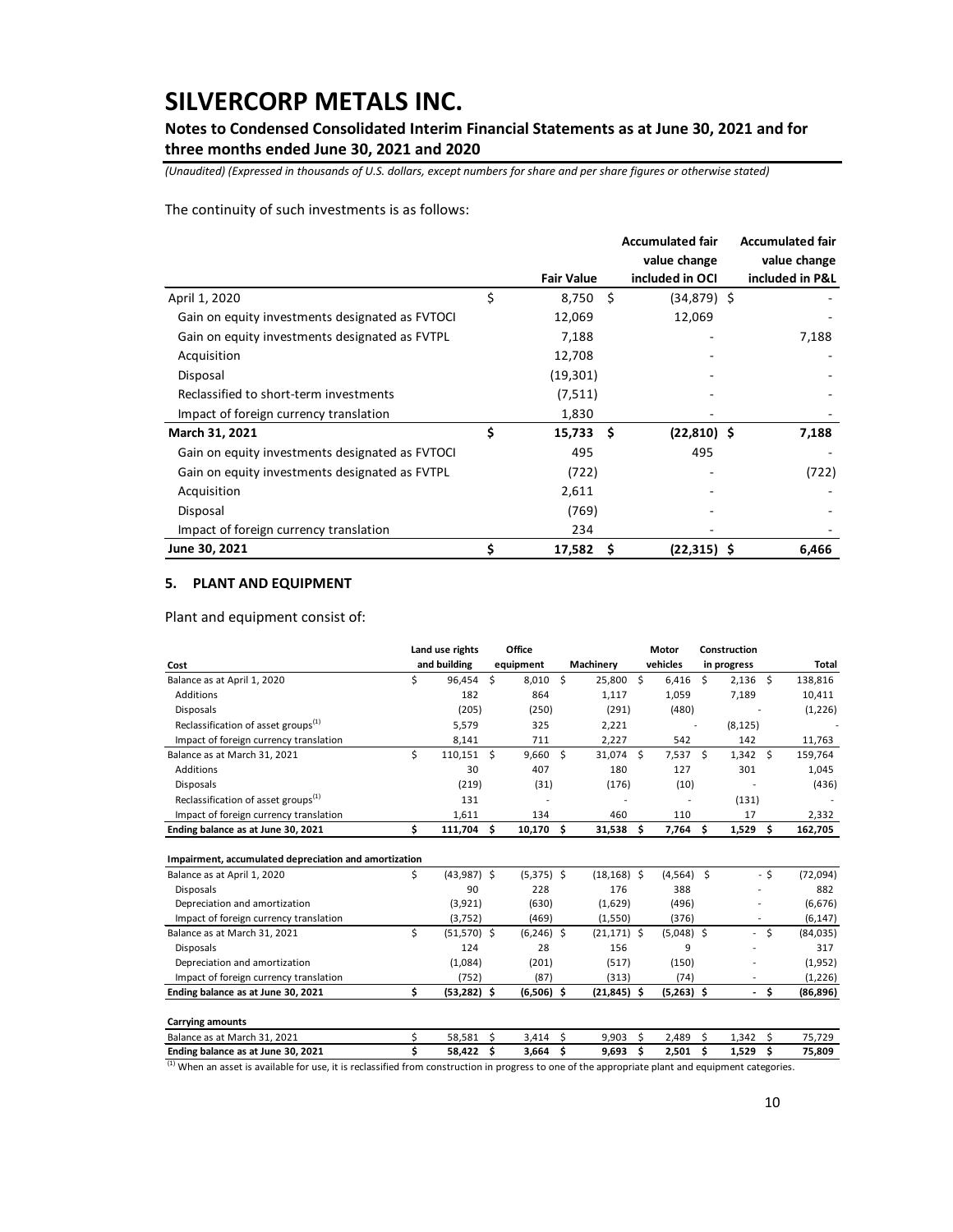The continuity of such investments is as follows:

| | Fair Value | Accumulated fair value change included in OCI | Accumulated fair value change included in P&L |
|---|---|---|---|
| April 1, 2020 | $ 8,750 | $ (34,879) | $ - |
| Gain on equity investments designated as FVTOCI | 12,069 | 12,069 | - |
| Gain on equity investments designated as FVTPL | 7,188 | - | 7,188 |
| Acquisition | 12,708 | - | - |
| Disposal | (19,301) | - | - |
| Reclassified to short-term investments | (7,511) | - | - |
| Impact of foreign currency translation | 1,830 | - | - |
| **March 31, 2021** | **$ 15,733** | **$ (22,810)** | **$ 7,188** |
| Gain on equity investments designated as FVTOCI | 495 | 495 | - |
| Gain on equity investments designated as FVTPL | (722) | - | (722) |
| Acquisition | 2,611 | - | - |
| Disposal | (769) | - | - |
| Impact of foreign currency translation | 234 | - | - |
| **June 30, 2021** | **$ 17,582** | **$ (22,315)** | **$ 6,466** |

### 5. PLANT AND EQUIPMENT

Plant and equipment consist of:

| Cost | Land use rights and building | Office equipment | Machinery | Motor vehicles | Construction in progress | Total |
|---|---|---|---|---|---|---|
| Balance as at April 1, 2020 | $ 96,454 | $ 8,010 | $ 25,800 | $ 6,416 | $ 2,136 | $ 138,816 |
| Additions | 182 | 864 | 1,117 | 1,059 | 7,189 | 10,411 |
| Disposals | (205) | (250) | (291) | (480) | - | (1,226) |
| Reclassification of asset groups[(1)] | 5,579 | 325 | 2,221 | - | (8,125) | - |
| Impact of foreign currency translation | 8,141 | 711 | 2,227 | 542 | 142 | 11,763 |
| Balance as at March 31, 2021 | $ 110,151 | $ 9,660 | $ 31,074 | $ 7,537 | $ 1,342 | $ 159,764 |
| Additions | 30 | 407 | 180 | 127 | 301 | 1,045 |
| Disposals | (219) | (31) | (176) | (10) | - | (436) |
| Reclassification of asset groups[(1)] | 131 | - | - | - | (131) | - |
| Impact of foreign currency translation | 1,611 | 134 | 460 | 110 | 17 | 2,332 |
| **Ending balance as at June 30, 2021** | **$ 111,704** | **$ 10,170** | **$ 31,538** | **$ 7,764** | **$ 1,529** | **$ 162,705** |
| | | | | | | |
| **Impairment, accumulated depreciation and amortization** | | | | | | |
| Balance as at April 1, 2020 | $ (43,987) | $ (5,375) | $ (18,168) | $ (4,564) | $ - | $ (72,094) |
| Disposals | 90 | 228 | 176 | 388 | - | 882 |
| Depreciation and amortization | (3,921) | (630) | (1,629) | (496) | - | (6,676) |
| Impact of foreign currency translation | (3,752) | (469) | (1,550) | (376) | - | (6,147) |
| Balance as at March 31, 2021 | $ (51,570) | $ (6,246) | $ (21,171) | $ (5,048) | $ - | $ (84,035) |
| Disposals | 124 | 28 | 156 | 9 | - | 317 |
| Depreciation and amortization | (1,084) | (201) | (517) | (150) | - | (1,952) |
| Impact of foreign currency translation | (752) | (87) | (313) | (74) | - | (1,226) |
| **Ending balance as at June 30, 2021** | **$ (53,282)** | **$ (6,506)** | **$ (21,845)** | **$ (5,263)** | **$ -** | **$ (86,896)** |
| | | | | | | |
| **Carrying amounts** | | | | | | |
| Balance as at March 31, 2021 | $ 58,581 | $ 3,414 | $ 9,903 | $ 2,489 | $ 1,342 | $ 75,729 |
| **Ending balance as at June 30, 2021** | **$ 58,422** | **$ 3,664** | **$ 9,693** | **$ 2,501** | **$ 1,529** | **$ 75,809** |

[(1)] When an asset is available for use, it is reclassified from construction in progress to one of the appropriate plant and equipment categories.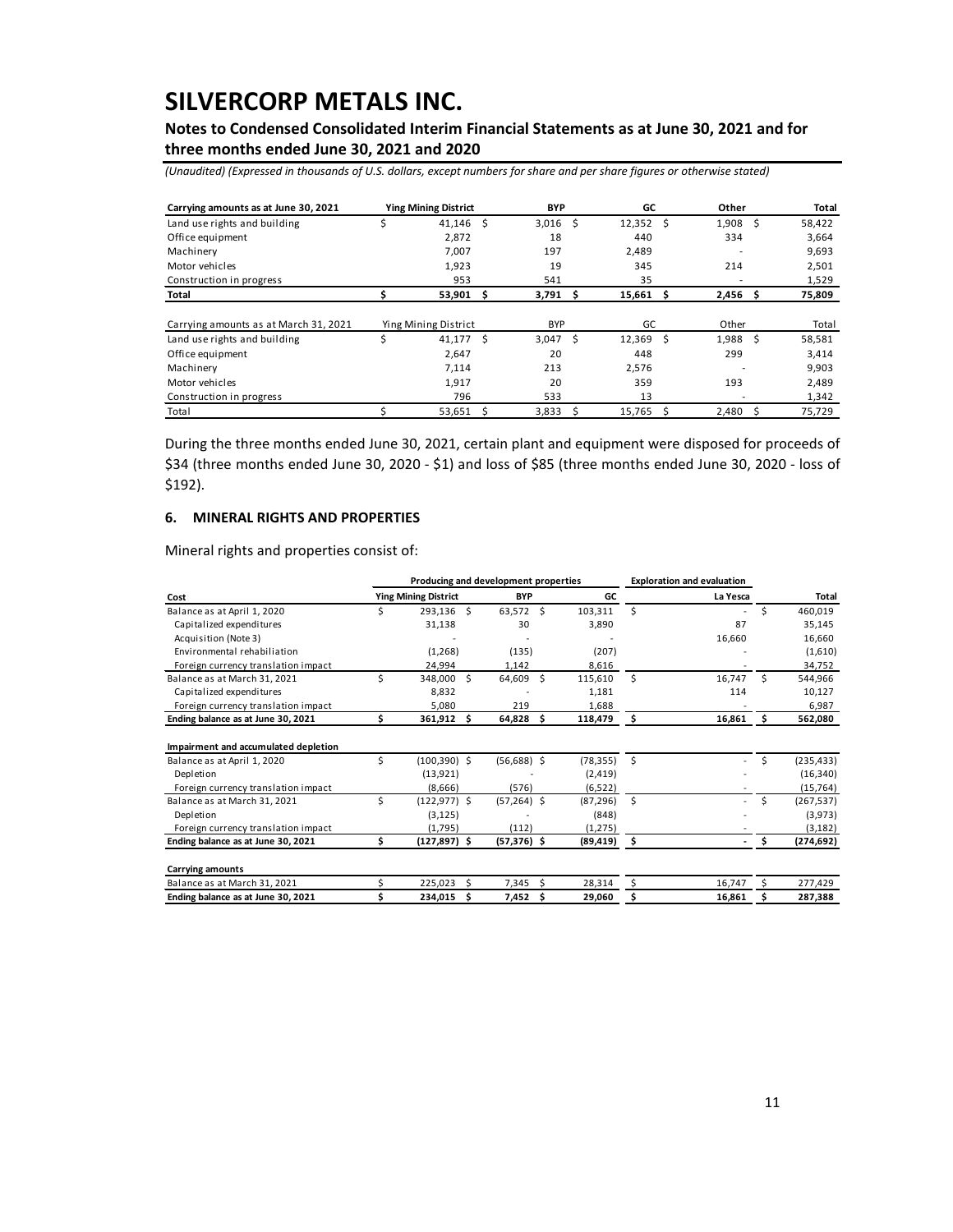| Carrying amounts as at June 30, 2021 | Ying Mining District | BYP | GC | Other | Total |
|---|---|---|---|---|---|
| Land use rights and building | $ 41,146 | $ 3,016 | $ 12,352 | $ 1,908 | $ 58,422 |
| Office equipment | 2,872 | 18 | 440 | 334 | 3,664 |
| Machinery | 7,007 | 197 | 2,489 | - | 9,693 |
| Motor vehicles | 1,923 | 19 | 345 | 214 | 2,501 |
| Construction in progress | 953 | 541 | 35 | - | 1,529 |
| **Total** | **$ 53,901** | **$ 3,791** | **$ 15,661** | **$ 2,456** | **$ 75,809** |

| Carrying amounts as at March 31, 2021 | Ying Mining District | BYP | GC | Other | Total |
|---|---|---|---|---|---|
| Land use rights and building | $ 41,177 | $ 3,047 | $ 12,369 | $ 1,988 | $ 58,581 |
| Office equipment | 2,647 | 20 | 448 | 299 | 3,414 |
| Machinery | 7,114 | 213 | 2,576 | - | 9,903 |
| Motor vehicles | 1,917 | 20 | 359 | 193 | 2,489 |
| Construction in progress | 796 | 533 | 13 | - | 1,342 |
| Total | $ 53,651 | $ 3,833 | $ 15,765 | $ 2,480 | $ 75,729 |

During the three months ended June 30, 2021, certain plant and equipment were disposed for proceeds of $34 (three months ended June 30, 2020 - $1) and loss of $85 (three months ended June 30, 2020 - loss of $192).

## 6. MINERAL RIGHTS AND PROPERTIES

Mineral rights and properties consist of:

| | Producing and development properties | | | Exploration and evaluation | |
|---|---|---|---|---|---|
| **Cost** | **Ying Mining District** | **BYP** | **GC** | **La Yesca** | **Total** |
| Balance as at April 1, 2020 | $ 293,136 | $ 63,572 | $ 103,311 | $ - | $ 460,019 |
| Capitalized expenditures | 31,138 | 30 | 3,890 | 87 | 35,145 |
| Acquisition (Note 3) | - | - | - | 16,660 | 16,660 |
| Environmental rehabiliation | (1,268) | (135) | (207) | - | (1,610) |
| Foreign currency translation impact | 24,994 | 1,142 | 8,616 | - | 34,752 |
| Balance as at March 31, 2021 | $ 348,000 | $ 64,609 | $ 115,610 | $ 16,747 | $ 544,966 |
| Capitalized expenditures | 8,832 | - | 1,181 | 114 | 10,127 |
| Foreign currency translation impact | 5,080 | 219 | 1,688 | - | 6,987 |
| **Ending balance as at June 30, 2021** | **$ 361,912** | **$ 64,828** | **$ 118,479** | **$ 16,861** | **$ 562,080** |
| | | | | | |
| **Impairment and accumulated depletion** | | | | | |
| Balance as at April 1, 2020 | $ (100,390) | $ (56,688) | $ (78,355) | $ - | $ (235,433) |
| Depletion | (13,921) | - | (2,419) | - | (16,340) |
| Foreign currency translation impact | (8,666) | (576) | (6,522) | - | (15,764) |
| Balance as at March 31, 2021 | $ (122,977) | $ (57,264) | $ (87,296) | $ - | $ (267,537) |
| Depletion | (3,125) | - | (848) | - | (3,973) |
| Foreign currency translation impact | (1,795) | (112) | (1,275) | - | (3,182) |
| **Ending balance as at June 30, 2021** | **$ (127,897)** | **$ (57,376)** | **$ (89,419)** | **$ -** | **$ (274,692)** |
| | | | | | |
| **Carrying amounts** | | | | | |
| Balance as at March 31, 2021 | $ 225,023 | $ 7,345 | $ 28,314 | $ 16,747 | $ 277,429 |
| **Ending balance as at June 30, 2021** | **$ 234,015** | **$ 7,452** | **$ 29,060** | **$ 16,861** | **$ 287,388** |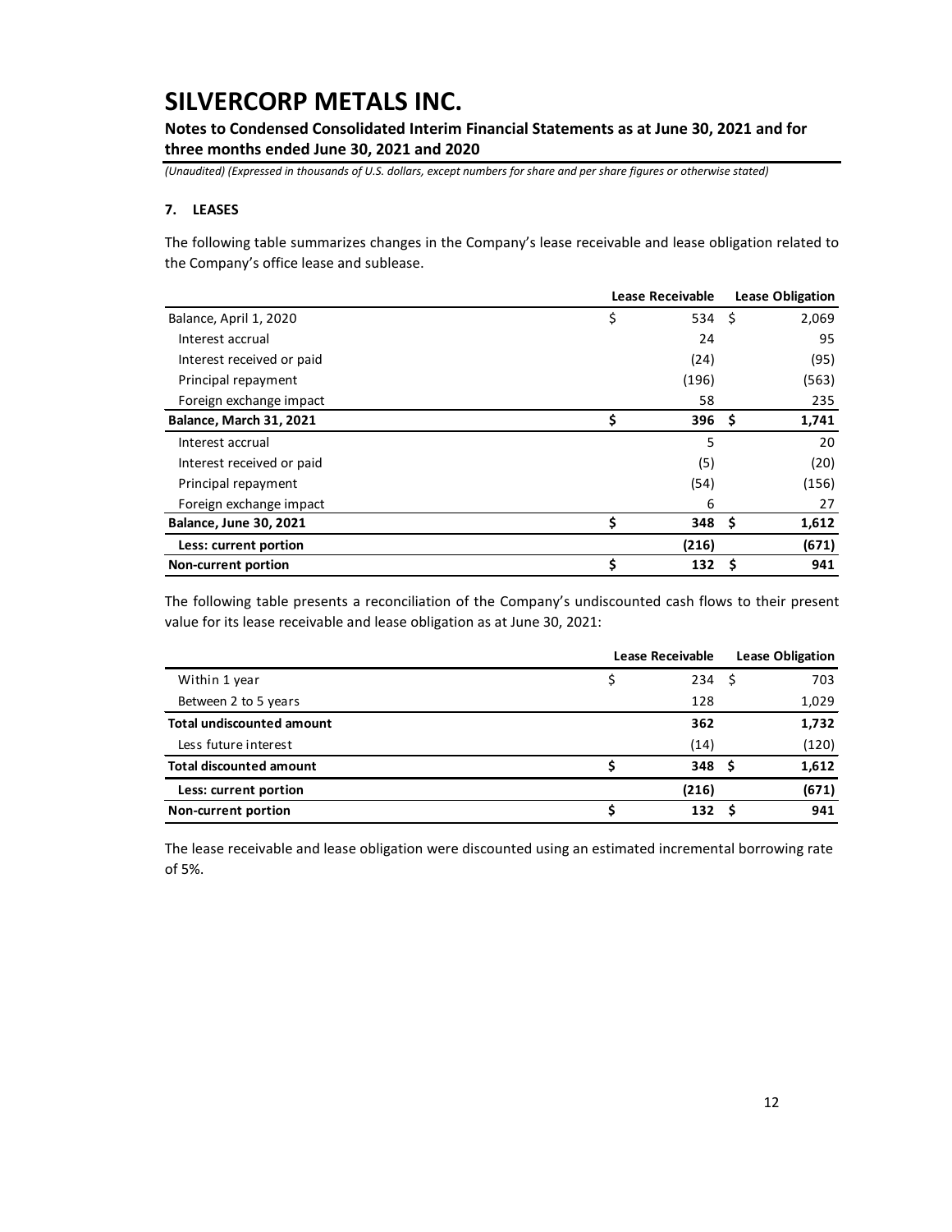# SILVERCORP METALS INC.

**Notes to Condensed Consolidated Interim Financial Statements as at June 30, 2021 and for three months ended June 30, 2021 and 2020**

*(Unaudited) (Expressed in thousands of U.S. dollars, except numbers for share and per share figures or otherwise stated)*

## 7. LEASES

The following table summarizes changes in the Company's lease receivable and lease obligation related to the Company's office lease and sublease.

| | Lease Receivable | Lease Obligation |
|---|---|---|
| Balance, April 1, 2020 | $ 534 | $ 2,069 |
| Interest accrual | 24 | 95 |
| Interest received or paid | (24) | (95) |
| Principal repayment | (196) | (563) |
| Foreign exchange impact | 58 | 235 |
| **Balance, March 31, 2021** | **$ 396** | **$ 1,741** |
| Interest accrual | 5 | 20 |
| Interest received or paid | (5) | (20) |
| Principal repayment | (54) | (156) |
| Foreign exchange impact | 6 | 27 |
| **Balance, June 30, 2021** | **$ 348** | **$ 1,612** |
| **Less: current portion** | **(216)** | **(671)** |
| **Non-current portion** | **$ 132** | **$ 941** |

The following table presents a reconciliation of the Company's undiscounted cash flows to their present value for its lease receivable and lease obligation as at June 30, 2021:

| | Lease Receivable | Lease Obligation |
|---|---|---|
| Within 1 year | $ 234 | $ 703 |
| Between 2 to 5 years | 128 | 1,029 |
| **Total undiscounted amount** | **362** | **1,732** |
| Less future interest | (14) | (120) |
| **Total discounted amount** | **$ 348** | **$ 1,612** |
| **Less: current portion** | **(216)** | **(671)** |
| **Non-current portion** | **$ 132** | **$ 941** |

The lease receivable and lease obligation were discounted using an estimated incremental borrowing rate of 5%.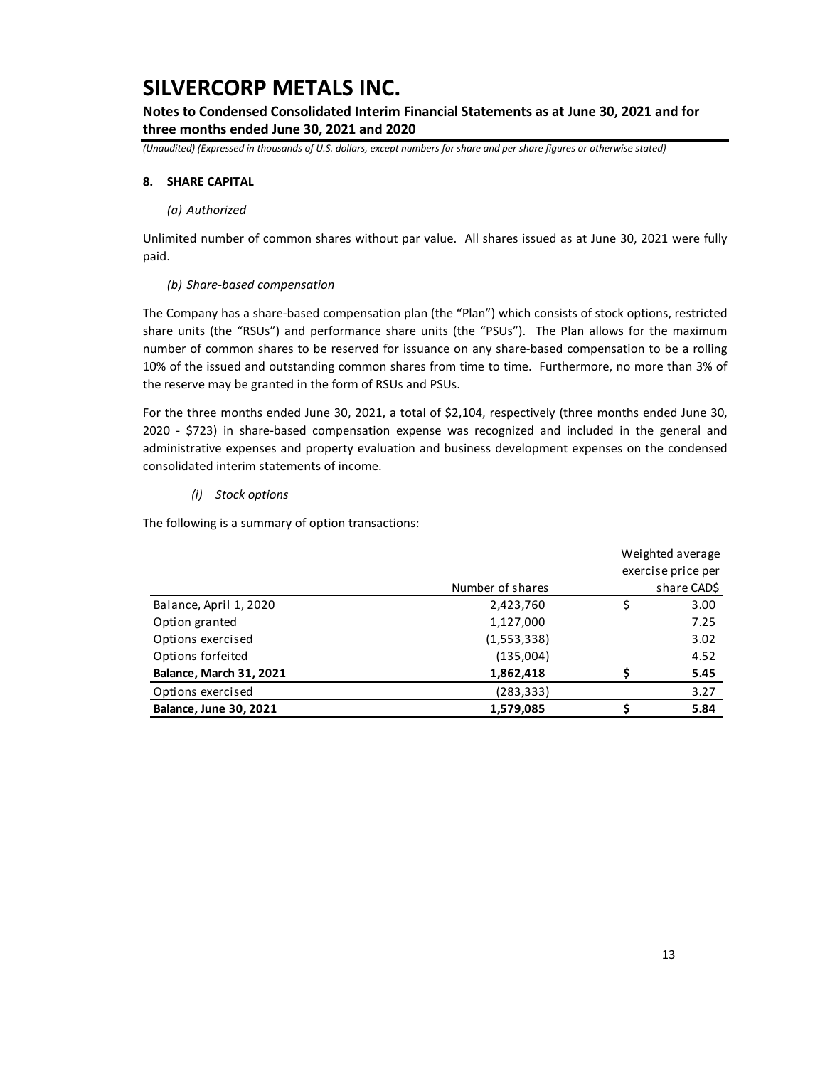# SILVERCORP METALS INC.

**Notes to Condensed Consolidated Interim Financial Statements as at June 30, 2021 and for three months ended June 30, 2021 and 2020**

*(Unaudited) (Expressed in thousands of U.S. dollars, except numbers for share and per share figures or otherwise stated)*

**8. SHARE CAPITAL**

*(a) Authorized*

Unlimited number of common shares without par value. All shares issued as at June 30, 2021 were fully paid.

*(b) Share-based compensation*

The Company has a share-based compensation plan (the "Plan") which consists of stock options, restricted share units (the "RSUs") and performance share units (the "PSUs"). The Plan allows for the maximum number of common shares to be reserved for issuance on any share-based compensation to be a rolling 10% of the issued and outstanding common shares from time to time. Furthermore, no more than 3% of the reserve may be granted in the form of RSUs and PSUs.

For the three months ended June 30, 2021, a total of $2,104, respectively (three months ended June 30, 2020 - $723) in share-based compensation expense was recognized and included in the general and administrative expenses and property evaluation and business development expenses on the condensed consolidated interim statements of income.

*(i) Stock options*

The following is a summary of option transactions:

| | Number of shares | Weighted average exercise price per share CAD$ |
|---|---|---|
| Balance, April 1, 2020 | 2,423,760 | $ 3.00 |
| Option granted | 1,127,000 | 7.25 |
| Options exercised | (1,553,338) | 3.02 |
| Options forfeited | (135,004) | 4.52 |
| **Balance, March 31, 2021** | **1,862,418** | **$ 5.45** |
| Options exercised | (283,333) | 3.27 |
| **Balance, June 30, 2021** | **1,579,085** | **$ 5.84** |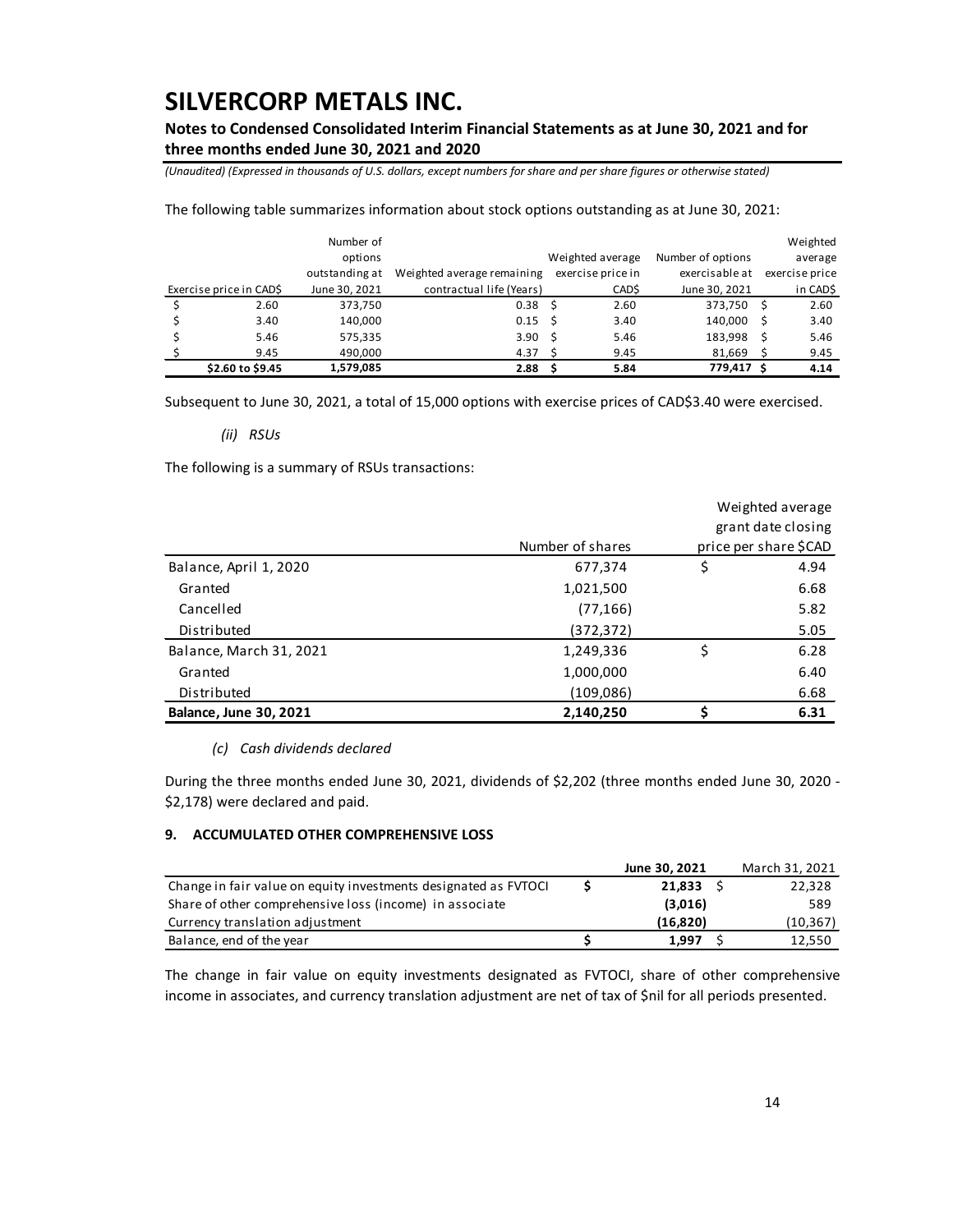The following table summarizes information about stock options outstanding as at June 30, 2021:

| Exercise price in CAD$ | Number of options outstanding at June 30, 2021 | Weighted average remaining contractual life (Years) | Weighted average exercise price in CAD$ | Number of options exercisable at June 30, 2021 | Weighted average exercise price in CAD$ |
|---|---|---|---|---|---|
| $ 2.60 | 373,750 | 0.38 | $ 2.60 | 373,750 | $ 2.60 |
| $ 3.40 | 140,000 | 0.15 | $ 3.40 | 140,000 | $ 3.40 |
| $ 5.46 | 575,335 | 3.90 | $ 5.46 | 183,998 | $ 5.46 |
| $ 9.45 | 490,000 | 4.37 | $ 9.45 | 81,669 | $ 9.45 |
| **$2.60 to $9.45** | **1,579,085** | **2.88** | **$ 5.84** | **779,417** | **$ 4.14** |

Subsequent to June 30, 2021, a total of 15,000 options with exercise prices of CAD$3.40 were exercised.

*(ii) RSUs*

The following is a summary of RSUs transactions:

| | Number of shares | Weighted average grant date closing price per share $CAD |
|---|---|---|
| Balance, April 1, 2020 | 677,374 | $ 4.94 |
| Granted | 1,021,500 | 6.68 |
| Cancelled | (77,166) | 5.82 |
| Distributed | (372,372) | 5.05 |
| Balance, March 31, 2021 | 1,249,336 | $ 6.28 |
| Granted | 1,000,000 | 6.40 |
| Distributed | (109,086) | 6.68 |
| **Balance, June 30, 2021** | **2,140,250** | **$ 6.31** |

*(c) Cash dividends declared*

During the three months ended June 30, 2021, dividends of $2,202 (three months ended June 30, 2020 - $2,178) were declared and paid.

## 9. ACCUMULATED OTHER COMPREHENSIVE LOSS

| | **June 30, 2021** | March 31, 2021 |
|---|---|---|
| Change in fair value on equity investments designated as FVTOCI | $ **21,833** | $ 22,328 |
| Share of other comprehensive loss (income) in associate | **(3,016)** | 589 |
| Currency translation adjustment | **(16,820)** | (10,367) |
| Balance, end of the year | $ **1,997** | $ 12,550 |

The change in fair value on equity investments designated as FVTOCI, share of other comprehensive income in associates, and currency translation adjustment are net of tax of $nil for all periods presented.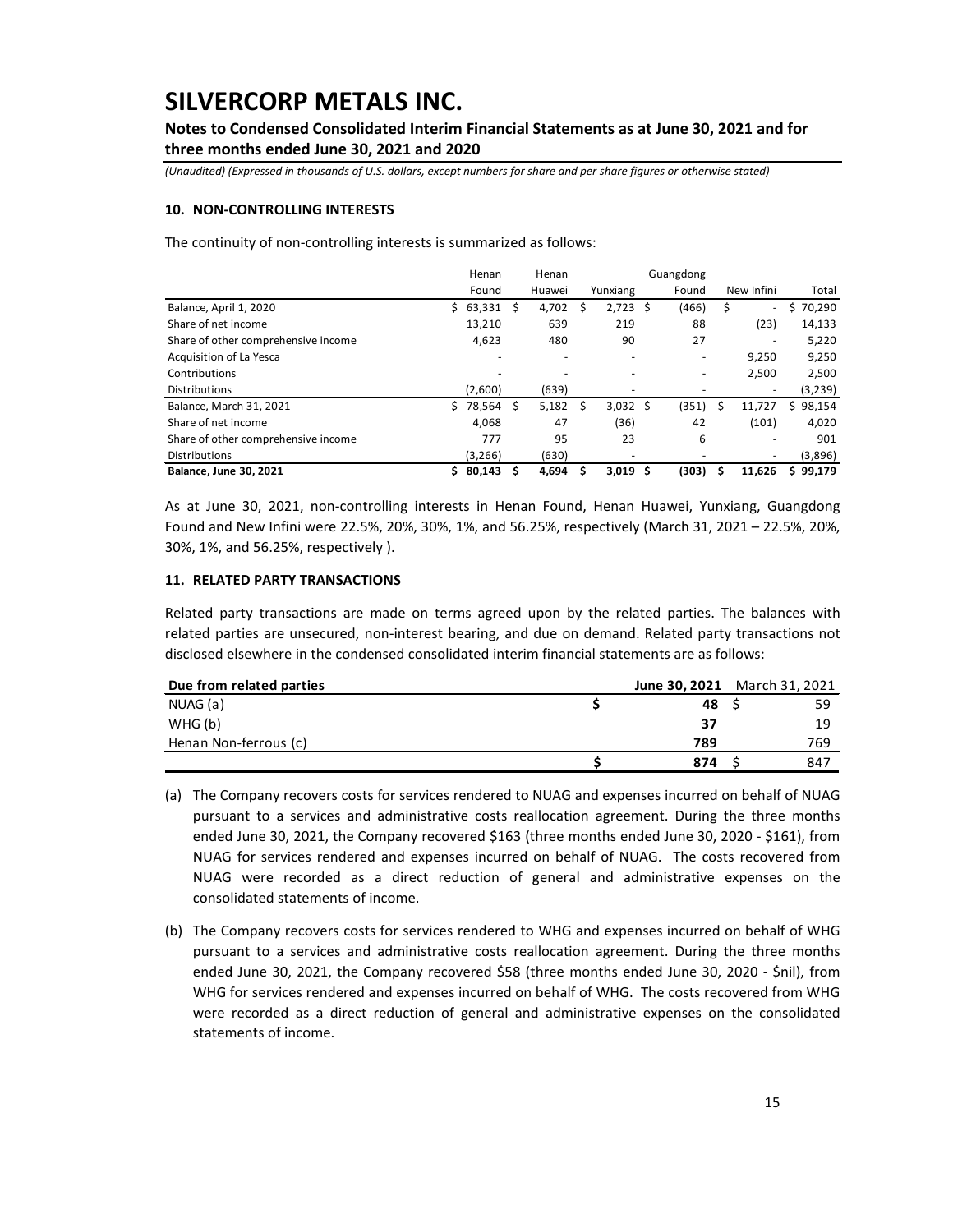# SILVERCORP METALS INC.

**Notes to Condensed Consolidated Interim Financial Statements as at June 30, 2021 and for three months ended June 30, 2021 and 2020**

*(Unaudited) (Expressed in thousands of U.S. dollars, except numbers for share and per share figures or otherwise stated)*

### 10. NON-CONTROLLING INTERESTS

The continuity of non-controlling interests is summarized as follows:

| | Henan Found | Henan Huawei | Yunxiang | Guangdong Found | New Infini | Total |
|---|---|---|---|---|---|---|
| Balance, April 1, 2020 | $ 63,331 | $ 4,702 | $ 2,723 | $ (466) | $ - | $ 70,290 |
| Share of net income | 13,210 | 639 | 219 | 88 | (23) | 14,133 |
| Share of other comprehensive income | 4,623 | 480 | 90 | 27 | - | 5,220 |
| Acquisition of La Yesca | - | - | - | - | 9,250 | 9,250 |
| Contributions | - | - | - | - | 2,500 | 2,500 |
| Distributions | (2,600) | (639) | - | - | - | (3,239) |
| Balance, March 31, 2021 | $ 78,564 | $ 5,182 | $ 3,032 | $ (351) | $ 11,727 | $ 98,154 |
| Share of net income | 4,068 | 47 | (36) | 42 | (101) | 4,020 |
| Share of other comprehensive income | 777 | 95 | 23 | 6 | - | 901 |
| Distributions | (3,266) | (630) | - | - | - | (3,896) |
| **Balance, June 30, 2021** | **$ 80,143** | **$ 4,694** | **$ 3,019** | **$ (303)** | **$ 11,626** | **$ 99,179** |

As at June 30, 2021, non-controlling interests in Henan Found, Henan Huawei, Yunxiang, Guangdong Found and New Infini were 22.5%, 20%, 30%, 1%, and 56.25%, respectively (March 31, 2021 – 22.5%, 20%, 30%, 1%, and 56.25%, respectively ).

### 11. RELATED PARTY TRANSACTIONS

Related party transactions are made on terms agreed upon by the related parties. The balances with related parties are unsecured, non-interest bearing, and due on demand. Related party transactions not disclosed elsewhere in the condensed consolidated interim financial statements are as follows:

| Due from related parties | June 30, 2021 | March 31, 2021 |
|---|---|---|
| NUAG (a) | $ **48** | $ 59 |
| WHG (b) | **37** | 19 |
| Henan Non-ferrous (c) | **789** | 769 |
| | $ **874** | $ 847 |

(a) The Company recovers costs for services rendered to NUAG and expenses incurred on behalf of NUAG pursuant to a services and administrative costs reallocation agreement. During the three months ended June 30, 2021, the Company recovered $163 (three months ended June 30, 2020 - $161), from NUAG for services rendered and expenses incurred on behalf of NUAG. The costs recovered from NUAG were recorded as a direct reduction of general and administrative expenses on the consolidated statements of income.

(b) The Company recovers costs for services rendered to WHG and expenses incurred on behalf of WHG pursuant to a services and administrative costs reallocation agreement. During the three months ended June 30, 2021, the Company recovered $58 (three months ended June 30, 2020 - $nil), from WHG for services rendered and expenses incurred on behalf of WHG. The costs recovered from WHG were recorded as a direct reduction of general and administrative expenses on the consolidated statements of income.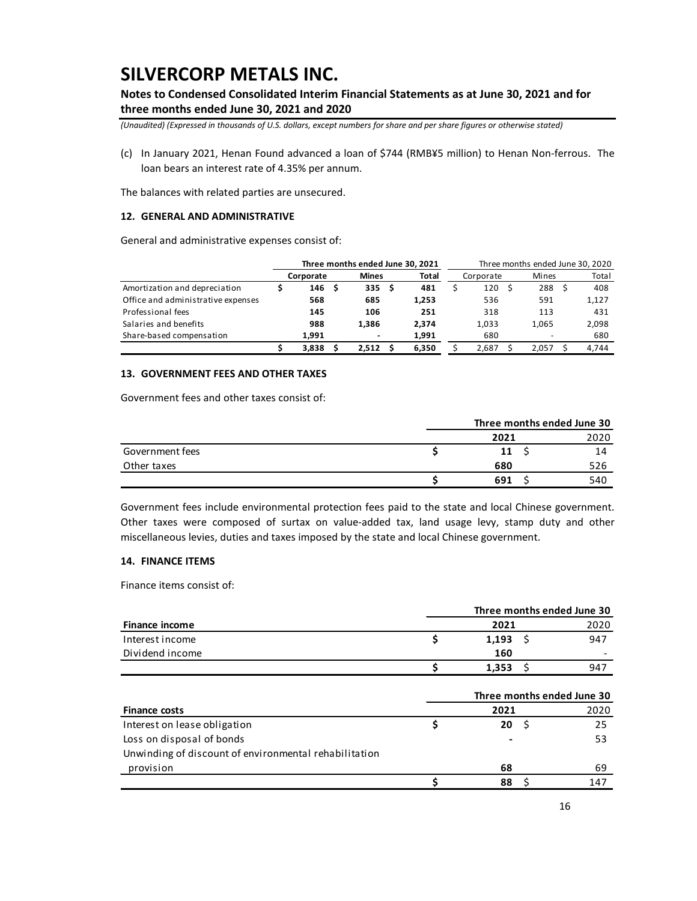# SILVERCORP METALS INC.

**Notes to Condensed Consolidated Interim Financial Statements as at June 30, 2021 and for three months ended June 30, 2021 and 2020**

*(Unaudited) (Expressed in thousands of U.S. dollars, except numbers for share and per share figures or otherwise stated)*

(c) In January 2021, Henan Found advanced a loan of $744 (RMB¥5 million) to Henan Non-ferrous. The loan bears an interest rate of 4.35% per annum.

The balances with related parties are unsecured.

#### 12. GENERAL AND ADMINISTRATIVE

General and administrative expenses consist of:

| | **Three months ended June 30, 2021** | | | Three months ended June 30, 2020 | | |
|---|---|---|---|---|---|---|
| | **Corporate** | **Mines** | **Total** | Corporate | Mines | Total |
| Amortization and depreciation | **$ 146** | **$ 335** | **$ 481** | $ 120 | $ 288 | $ 408 |
| Office and administrative expenses | **568** | **685** | **1,253** | 536 | 591 | 1,127 |
| Professional fees | **145** | **106** | **251** | 318 | 113 | 431 |
| Salaries and benefits | **988** | **1,386** | **2,374** | 1,033 | 1,065 | 2,098 |
| Share-based compensation | **1,991** | **-** | **1,991** | 680 | - | 680 |
| | **$ 3,838** | **$ 2,512** | **$ 6,350** | $ 2,687 | $ 2,057 | $ 4,744 |

#### 13. GOVERNMENT FEES AND OTHER TAXES

Government fees and other taxes consist of:

| | **Three months ended June 30** | |
|---|---|---|
| | **2021** | 2020 |
| Government fees | **$ 11** | $ 14 |
| Other taxes | **680** | 526 |
| | **$ 691** | $ 540 |

Government fees include environmental protection fees paid to the state and local Chinese government. Other taxes were composed of surtax on value-added tax, land usage levy, stamp duty and other miscellaneous levies, duties and taxes imposed by the state and local Chinese government.

#### 14. FINANCE ITEMS

Finance items consist of:

| | **Three months ended June 30** | |
|---|---|---|
| **Finance income** | **2021** | 2020 |
| Interest income | **$ 1,193** | $ 947 |
| Dividend income | **160** | - |
| | **$ 1,353** | $ 947 |

| | **Three months ended June 30** | |
|---|---|---|
| **Finance costs** | **2021** | 2020 |
| Interest on lease obligation | **$ 20** | $ 25 |
| Loss on disposal of bonds | **-** | 53 |
| Unwinding of discount of environmental rehabilitation provision | **68** | 69 |
| | **$ 88** | $ 147 |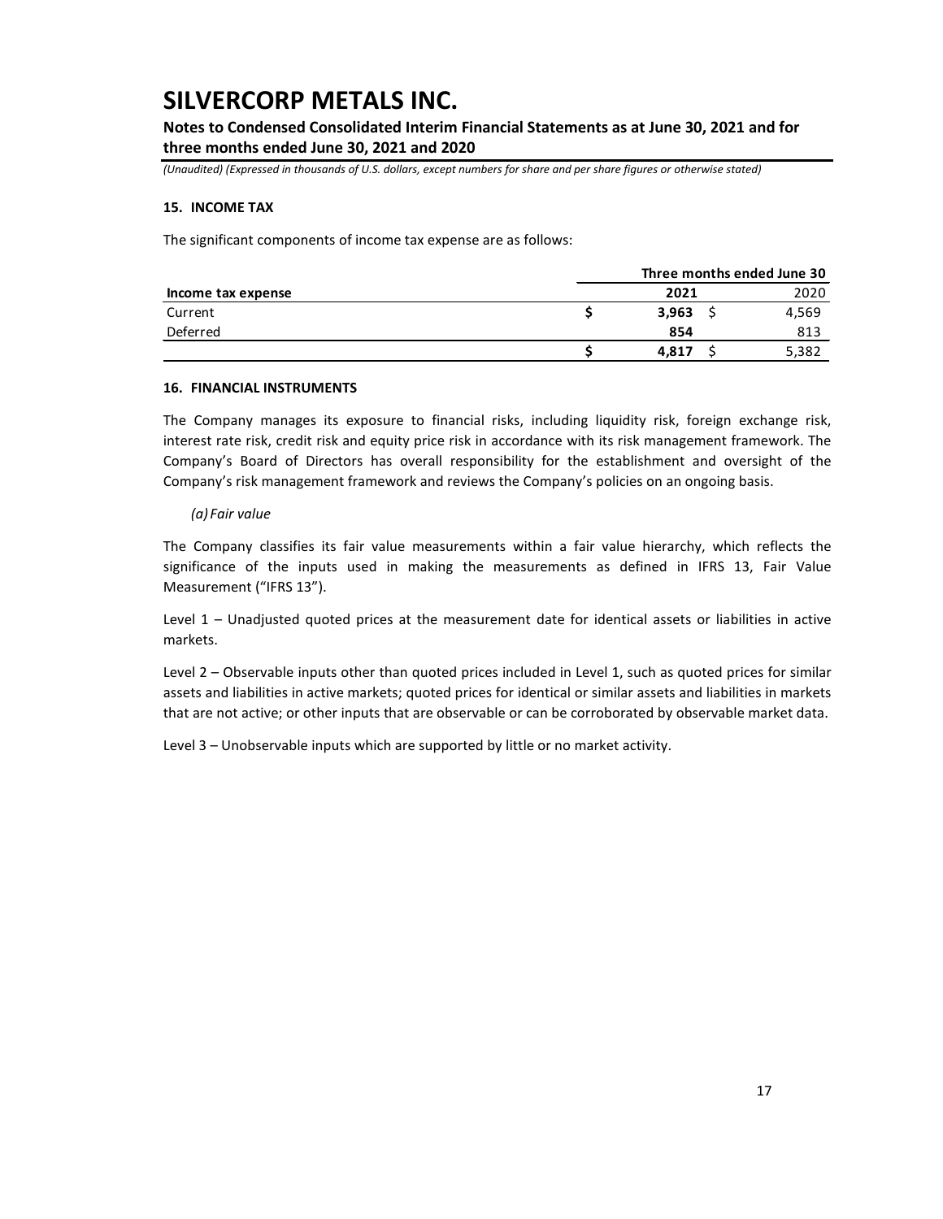# SILVERCORP METALS INC.

**Notes to Condensed Consolidated Interim Financial Statements as at June 30, 2021 and for three months ended June 30, 2021 and 2020**

*(Unaudited) (Expressed in thousands of U.S. dollars, except numbers for share and per share figures or otherwise stated)*

### 15. INCOME TAX

The significant components of income tax expense are as follows:

| | Three months ended June 30 | |
|---|---|---|
| **Income tax expense** | **2021** | 2020 |
| Current | **$ 3,963** | $ 4,569 |
| Deferred | **854** | 813 |
| | **$ 4,817** | $ 5,382 |

### 16. FINANCIAL INSTRUMENTS

The Company manages its exposure to financial risks, including liquidity risk, foreign exchange risk, interest rate risk, credit risk and equity price risk in accordance with its risk management framework. The Company's Board of Directors has overall responsibility for the establishment and oversight of the Company's risk management framework and reviews the Company's policies on an ongoing basis.

*(a) Fair value*

The Company classifies its fair value measurements within a fair value hierarchy, which reflects the significance of the inputs used in making the measurements as defined in IFRS 13, Fair Value Measurement ("IFRS 13").

Level 1 – Unadjusted quoted prices at the measurement date for identical assets or liabilities in active markets.

Level 2 – Observable inputs other than quoted prices included in Level 1, such as quoted prices for similar assets and liabilities in active markets; quoted prices for identical or similar assets and liabilities in markets that are not active; or other inputs that are observable or can be corroborated by observable market data.

Level 3 – Unobservable inputs which are supported by little or no market activity.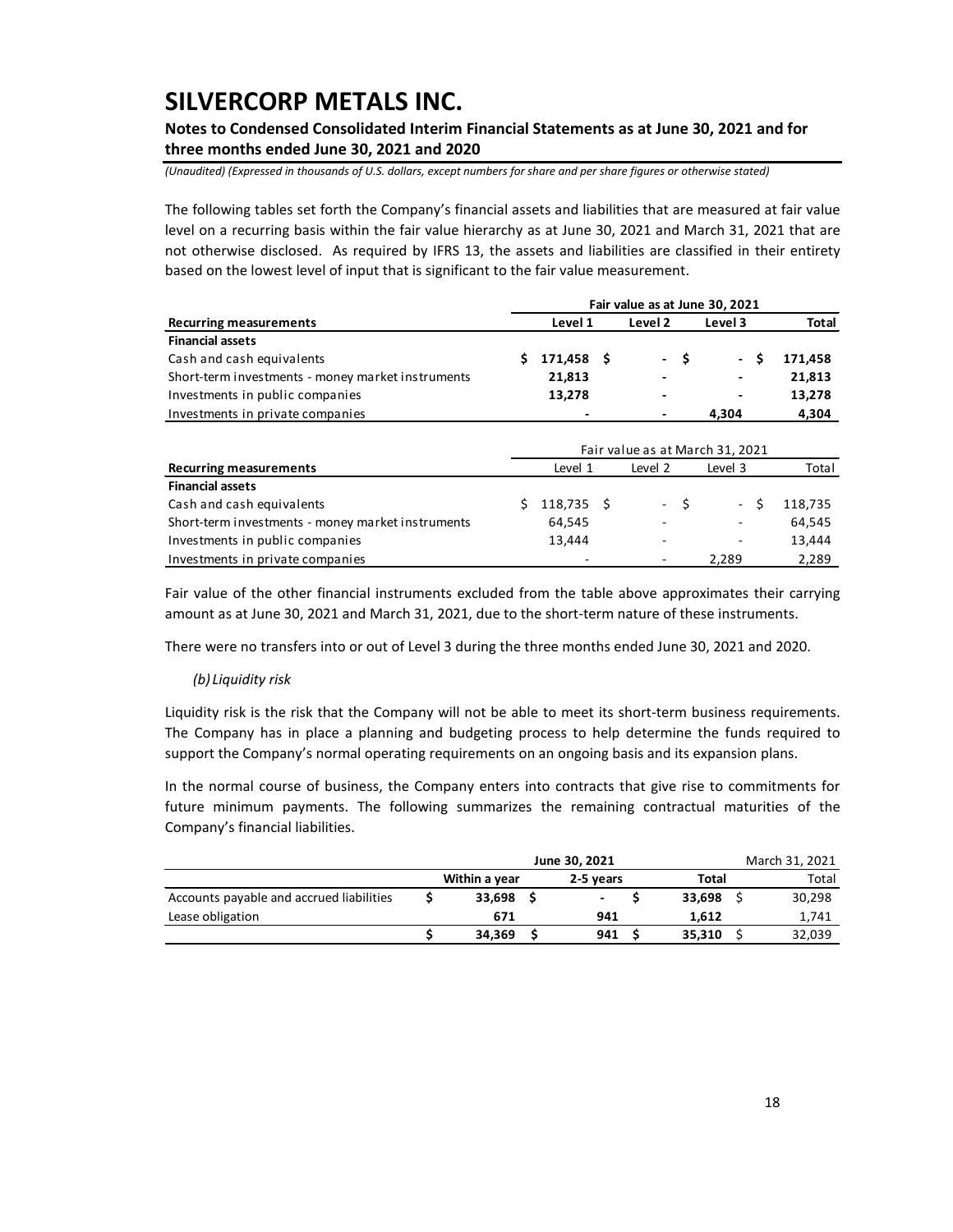The following tables set forth the Company's financial assets and liabilities that are measured at fair value level on a recurring basis within the fair value hierarchy as at June 30, 2021 and March 31, 2021 that are not otherwise disclosed. As required by IFRS 13, the assets and liabilities are classified in their entirety based on the lowest level of input that is significant to the fair value measurement.

| | Fair value as at June 30, 2021 | | | |
|---|---|---|---|---|
| **Recurring measurements** | **Level 1** | **Level 2** | **Level 3** | **Total** |
| **Financial assets** | | | | |
| Cash and cash equivalents | **$ 171,458** | **$ -** | **$ -** | **$ 171,458** |
| Short-term investments - money market instruments | **21,813** | **-** | **-** | **21,813** |
| Investments in public companies | **13,278** | **-** | **-** | **13,278** |
| Investments in private companies | **-** | **-** | **4,304** | **4,304** |

| | Fair value as at March 31, 2021 | | | |
|---|---|---|---|---|
| **Recurring measurements** | Level 1 | Level 2 | Level 3 | Total |
| **Financial assets** | | | | |
| Cash and cash equivalents | $ 118,735 | $ - | $ - | $ 118,735 |
| Short-term investments - money market instruments | 64,545 | - | - | 64,545 |
| Investments in public companies | 13,444 | - | - | 13,444 |
| Investments in private companies | - | - | 2,289 | 2,289 |

Fair value of the other financial instruments excluded from the table above approximates their carrying amount as at June 30, 2021 and March 31, 2021, due to the short-term nature of these instruments.

There were no transfers into or out of Level 3 during the three months ended June 30, 2021 and 2020.

*(b) Liquidity risk*

Liquidity risk is the risk that the Company will not be able to meet its short-term business requirements. The Company has in place a planning and budgeting process to help determine the funds required to support the Company's normal operating requirements on an ongoing basis and its expansion plans.

In the normal course of business, the Company enters into contracts that give rise to commitments for future minimum payments. The following summarizes the remaining contractual maturities of the Company's financial liabilities.

| | June 30, 2021 | | | March 31, 2021 |
|---|---|---|---|---|
| | **Within a year** | **2-5 years** | **Total** | Total |
| Accounts payable and accrued liabilities | **$ 33,698** | **$ -** | **$ 33,698** | $ 30,298 |
| Lease obligation | **671** | **941** | **1,612** | 1,741 |
| | **$ 34,369** | **$ 941** | **$ 35,310** | $ 32,039 |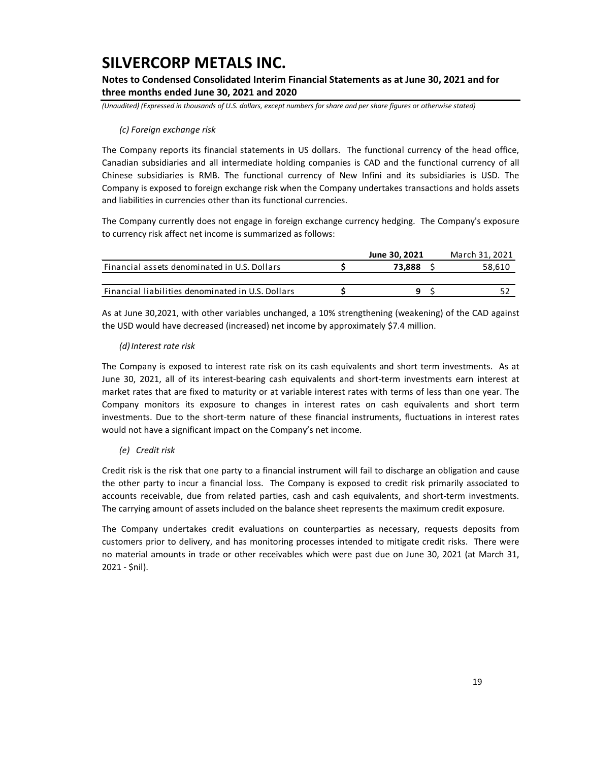*(c) Foreign exchange risk*

The Company reports its financial statements in US dollars. The functional currency of the head office, Canadian subsidiaries and all intermediate holding companies is CAD and the functional currency of all Chinese subsidiaries is RMB. The functional currency of New Infini and its subsidiaries is USD. The Company is exposed to foreign exchange risk when the Company undertakes transactions and holds assets and liabilities in currencies other than its functional currencies.

The Company currently does not engage in foreign exchange currency hedging. The Company's exposure to currency risk affect net income is summarized as follows:

| | | **June 30, 2021** | | March 31, 2021 |
|---|---|---|---|---|
| Financial assets denominated in U.S. Dollars | **$** | **73,888** | $ | 58,610 |
| | | | | |
| Financial liabilities denominated in U.S. Dollars | **$** | **9** | $ | 52 |

As at June 30,2021, with other variables unchanged, a 10% strengthening (weakening) of the CAD against the USD would have decreased (increased) net income by approximately $7.4 million.

*(d) Interest rate risk*

The Company is exposed to interest rate risk on its cash equivalents and short term investments. As at June 30, 2021, all of its interest-bearing cash equivalents and short-term investments earn interest at market rates that are fixed to maturity or at variable interest rates with terms of less than one year. The Company monitors its exposure to changes in interest rates on cash equivalents and short term investments. Due to the short-term nature of these financial instruments, fluctuations in interest rates would not have a significant impact on the Company's net income.

*(e) Credit risk*

Credit risk is the risk that one party to a financial instrument will fail to discharge an obligation and cause the other party to incur a financial loss. The Company is exposed to credit risk primarily associated to accounts receivable, due from related parties, cash and cash equivalents, and short-term investments. The carrying amount of assets included on the balance sheet represents the maximum credit exposure.

The Company undertakes credit evaluations on counterparties as necessary, requests deposits from customers prior to delivery, and has monitoring processes intended to mitigate credit risks. There were no material amounts in trade or other receivables which were past due on June 30, 2021 (at March 31, 2021 - $nil).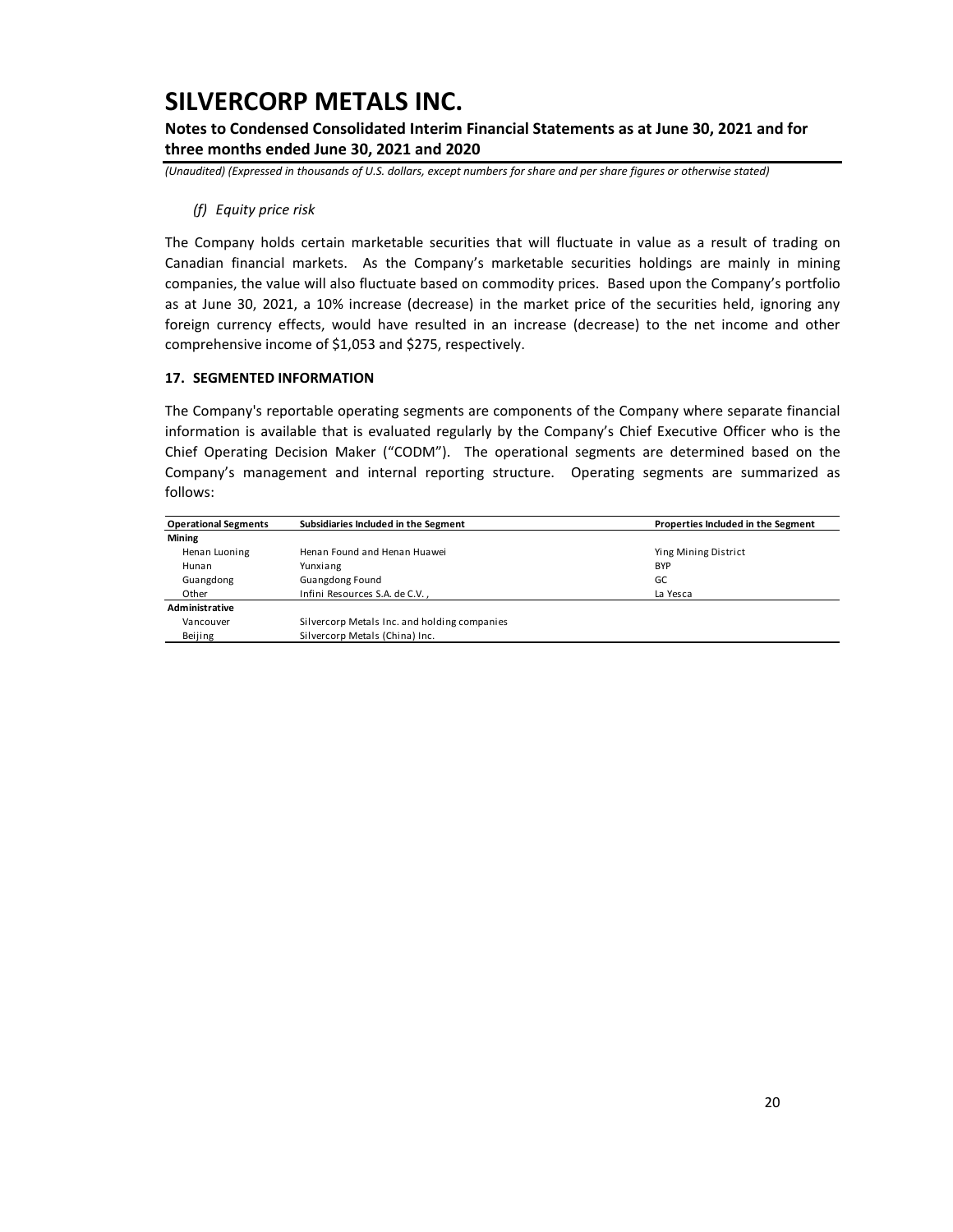# SILVERCORP METALS INC.

**Notes to Condensed Consolidated Interim Financial Statements as at June 30, 2021 and for three months ended June 30, 2021 and 2020**

*(Unaudited) (Expressed in thousands of U.S. dollars, except numbers for share and per share figures or otherwise stated)*

*(f) Equity price risk*

The Company holds certain marketable securities that will fluctuate in value as a result of trading on Canadian financial markets. As the Company's marketable securities holdings are mainly in mining companies, the value will also fluctuate based on commodity prices. Based upon the Company's portfolio as at June 30, 2021, a 10% increase (decrease) in the market price of the securities held, ignoring any foreign currency effects, would have resulted in an increase (decrease) to the net income and other comprehensive income of $1,053 and $275, respectively.

**17. SEGMENTED INFORMATION**

The Company's reportable operating segments are components of the Company where separate financial information is available that is evaluated regularly by the Company's Chief Executive Officer who is the Chief Operating Decision Maker ("CODM"). The operational segments are determined based on the Company's management and internal reporting structure. Operating segments are summarized as follows:

| Operational Segments | Subsidiaries Included in the Segment | Properties Included in the Segment |
|---|---|---|
| **Mining** | | |
| Henan Luoning | Henan Found and Henan Huawei | Ying Mining District |
| Hunan | Yunxiang | BYP |
| Guangdong | Guangdong Found | GC |
| Other | Infini Resources S.A. de C.V. , | La Yesca |
| **Administrative** | | |
| Vancouver | Silvercorp Metals Inc. and holding companies | |
| Beijing | Silvercorp Metals (China) Inc. | |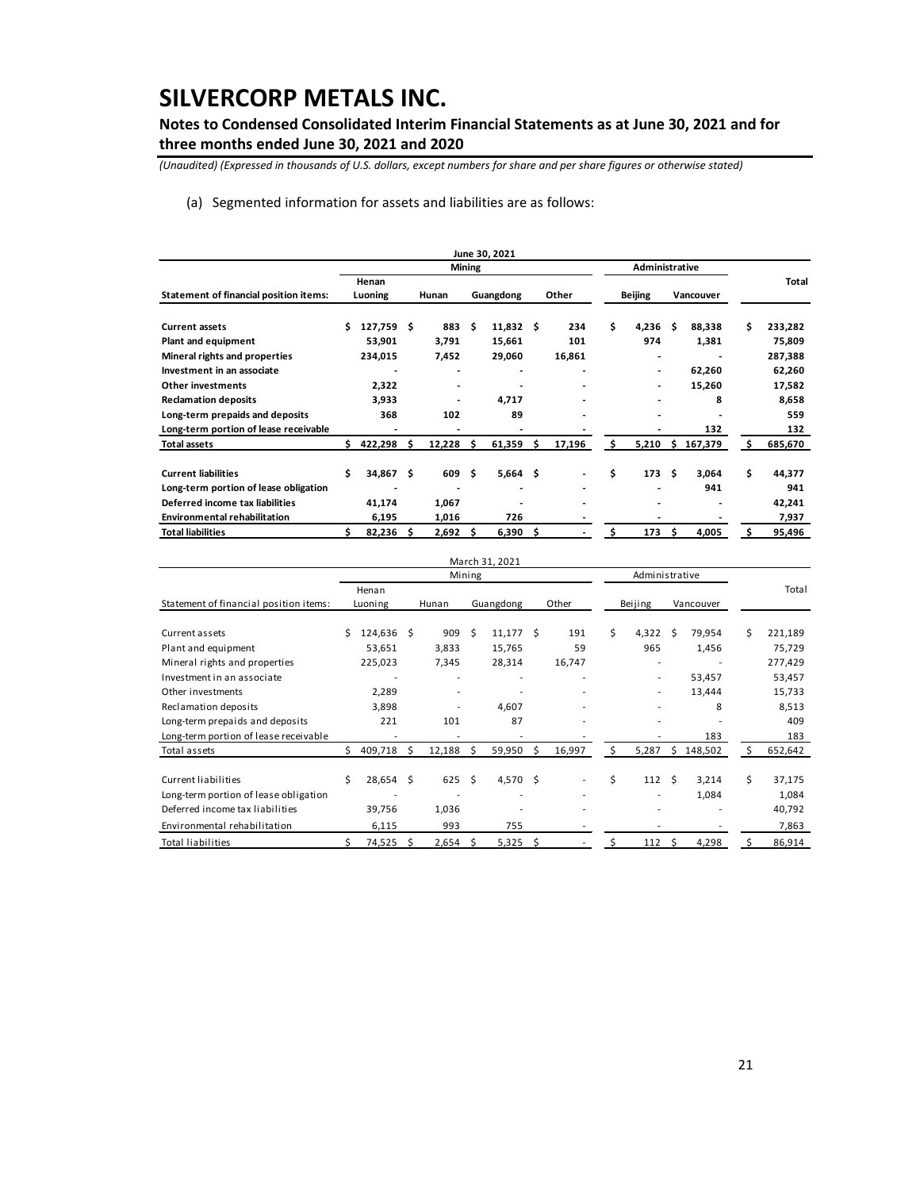# SILVERCORP METALS INC.

**Notes to Condensed Consolidated Interim Financial Statements as at June 30, 2021 and for three months ended June 30, 2021 and 2020**

*(Unaudited) (Expressed in thousands of U.S. dollars, except numbers for share and per share figures or otherwise stated)*

(a) Segmented information for assets and liabilities are as follows:

| | June 30, 2021 | | | | | | |
|---|---|---|---|---|---|---|---|
| | **Mining** | | | | **Administrative** | | |
| **Statement of financial position items:** | **Henan Luoning** | **Hunan** | **Guangdong** | **Other** | **Beijing** | **Vancouver** | **Total** |
| **Current assets** | **$ 127,759** | **$ 883** | **$ 11,832** | **$ 234** | **$ 4,236** | **$ 88,338** | **$ 233,282** |
| **Plant and equipment** | **53,901** | **3,791** | **15,661** | **101** | **974** | **1,381** | **75,809** |
| **Mineral rights and properties** | **234,015** | **7,452** | **29,060** | **16,861** | **-** | **-** | **287,388** |
| **Investment in an associate** | **-** | **-** | **-** | **-** | **-** | **62,260** | **62,260** |
| **Other investments** | **2,322** | **-** | **-** | **-** | **-** | **15,260** | **17,582** |
| **Reclamation deposits** | **3,933** | **-** | **4,717** | **-** | **-** | **8** | **8,658** |
| **Long-term prepaids and deposits** | **368** | **102** | **89** | **-** | **-** | **-** | **559** |
| **Long-term portion of lease receivable** | **-** | **-** | **-** | **-** | **-** | **132** | **132** |
| **Total assets** | **$ 422,298** | **$ 12,228** | **$ 61,359** | **$ 17,196** | **$ 5,210** | **$ 167,379** | **$ 685,670** |
| | | | | | | | |
| **Current liabilities** | **$ 34,867** | **$ 609** | **$ 5,664** | **$ -** | **$ 173** | **$ 3,064** | **$ 44,377** |
| **Long-term portion of lease obligation** | **-** | **-** | **-** | **-** | **-** | **941** | **941** |
| **Deferred income tax liabilities** | **41,174** | **1,067** | **-** | **-** | **-** | **-** | **42,241** |
| **Environmental rehabilitation** | **6,195** | **1,016** | **726** | **-** | **-** | **-** | **7,937** |
| **Total liabilities** | **$ 82,236** | **$ 2,692** | **$ 6,390** | **$ -** | **$ 173** | **$ 4,005** | **$ 95,496** |

| | March 31, 2021 | | | | | | |
|---|---|---|---|---|---|---|---|
| | Mining | | | | Administrative | | |
| Statement of financial position items: | Henan Luoning | Hunan | Guangdong | Other | Beijing | Vancouver | Total |
| Current assets | $ 124,636 | $ 909 | $ 11,177 | $ 191 | $ 4,322 | $ 79,954 | $ 221,189 |
| Plant and equipment | 53,651 | 3,833 | 15,765 | 59 | 965 | 1,456 | 75,729 |
| Mineral rights and properties | 225,023 | 7,345 | 28,314 | 16,747 | - | - | 277,429 |
| Investment in an associate | - | - | - | - | - | 53,457 | 53,457 |
| Other investments | 2,289 | - | - | - | - | 13,444 | 15,733 |
| Reclamation deposits | 3,898 | - | 4,607 | - | - | 8 | 8,513 |
| Long-term prepaids and deposits | 221 | 101 | 87 | - | - | - | 409 |
| Long-term portion of lease receivable | - | - | - | - | - | 183 | 183 |
| Total assets | $ 409,718 | $ 12,188 | $ 59,950 | $ 16,997 | $ 5,287 | $ 148,502 | $ 652,642 |
| | | | | | | | |
| Current liabilities | $ 28,654 | $ 625 | $ 4,570 | $ - | $ 112 | $ 3,214 | $ 37,175 |
| Long-term portion of lease obligation | - | - | - | - | - | 1,084 | 1,084 |
| Deferred income tax liabilities | 39,756 | 1,036 | - | - | - | - | 40,792 |
| Environmental rehabilitation | 6,115 | 993 | 755 | - | - | - | 7,863 |
| Total liabilities | $ 74,525 | $ 2,654 | $ 5,325 | $ - | $ 112 | $ 4,298 | $ 86,914 |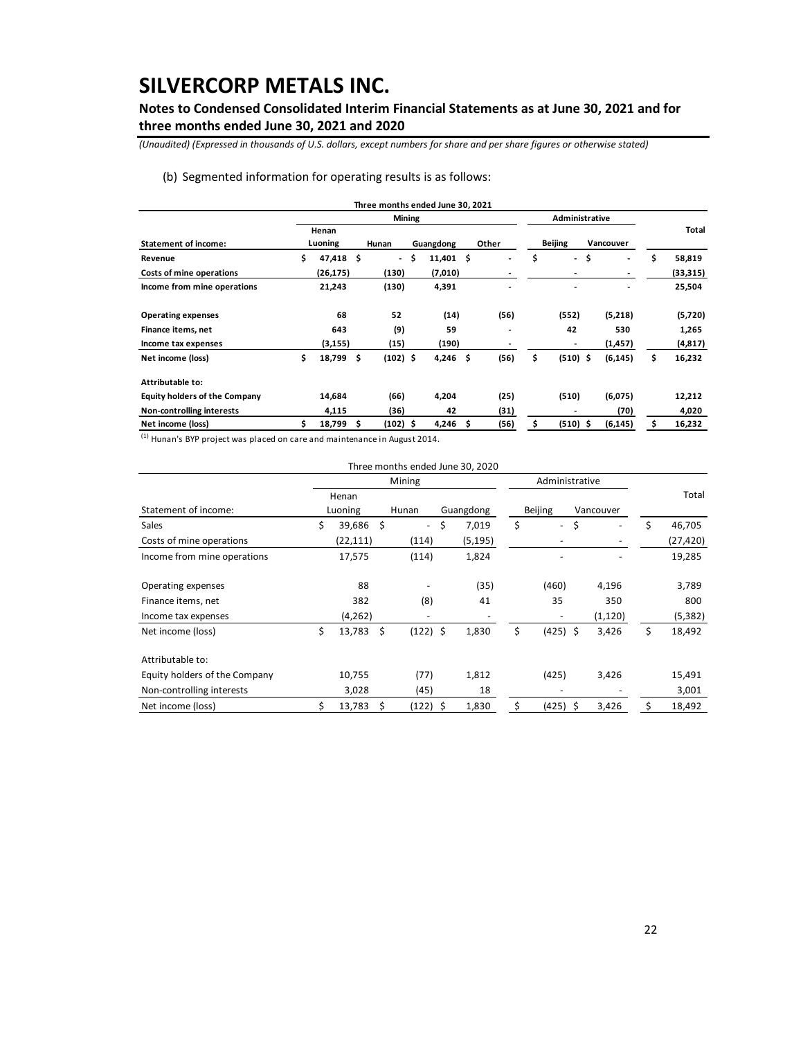# SILVERCORP METALS INC.

## Notes to Condensed Consolidated Interim Financial Statements as at June 30, 2021 and for three months ended June 30, 2021 and 2020

*(Unaudited) (Expressed in thousands of U.S. dollars, except numbers for share and per share figures or otherwise stated)*

(b) Segmented information for operating results is as follows:

| Three months ended June 30, 2021 | | | | | | | |
|---|---|---|---|---|---|---|---|
| | **Mining** | | | | **Administrative** | | |
| **Statement of income:** | **Henan Luoning** | **Hunan** | **Guangdong** | **Other** | **Beijing** | **Vancouver** | **Total** |
| **Revenue** | $ 47,418 | $ - | $ 11,401 | $ - | $ - | $ - | $ 58,819 |
| **Costs of mine operations** | (26,175) | (130) | (7,010) | - | - | - | (33,315) |
| **Income from mine operations** | 21,243 | (130) | 4,391 | - | - | - | 25,504 |
| | | | | | | | |
| **Operating expenses** | 68 | 52 | (14) | (56) | (552) | (5,218) | (5,720) |
| **Finance items, net** | 643 | (9) | 59 | - | 42 | 530 | 1,265 |
| **Income tax expenses** | (3,155) | (15) | (190) | - | - | (1,457) | (4,817) |
| **Net income (loss)** | $ 18,799 | $ (102) | $ 4,246 | $ (56) | $ (510) | $ (6,145) | $ 16,232 |
| | | | | | | | |
| **Attributable to:** | | | | | | | |
| **Equity holders of the Company** | 14,684 | (66) | 4,204 | (25) | (510) | (6,075) | 12,212 |
| **Non-controlling interests** | 4,115 | (36) | 42 | (31) | - | (70) | 4,020 |
| **Net income (loss)** | $ 18,799 | $ (102) | $ 4,246 | $ (56) | $ (510) | $ (6,145) | $ 16,232 |

(1) Hunan's BYP project was placed on care and maintenance in August 2014.

| Three months ended June 30, 2020 | | | | | | |
|---|---|---|---|---|---|---|
| | Mining | | | Administrative | | |
| Statement of income: | Henan Luoning | Hunan | Guangdong | Beijing | Vancouver | Total |
| Sales | $ 39,686 | $ - | $ 7,019 | $ - | $ - | $ 46,705 |
| Costs of mine operations | (22,111) | (114) | (5,195) | - | - | (27,420) |
| Income from mine operations | 17,575 | (114) | 1,824 | - | - | 19,285 |
| | | | | | | |
| Operating expenses | 88 | - | (35) | (460) | 4,196 | 3,789 |
| Finance items, net | 382 | (8) | 41 | 35 | 350 | 800 |
| Income tax expenses | (4,262) | - | - | - | (1,120) | (5,382) |
| Net income (loss) | $ 13,783 | $ (122) | $ 1,830 | $ (425) | $ 3,426 | $ 18,492 |
| | | | | | | |
| Attributable to: | | | | | | |
| Equity holders of the Company | 10,755 | (77) | 1,812 | (425) | 3,426 | 15,491 |
| Non-controlling interests | 3,028 | (45) | 18 | - | - | 3,001 |
| Net income (loss) | $ 13,783 | $ (122) | $ 1,830 | $ (425) | $ 3,426 | $ 18,492 |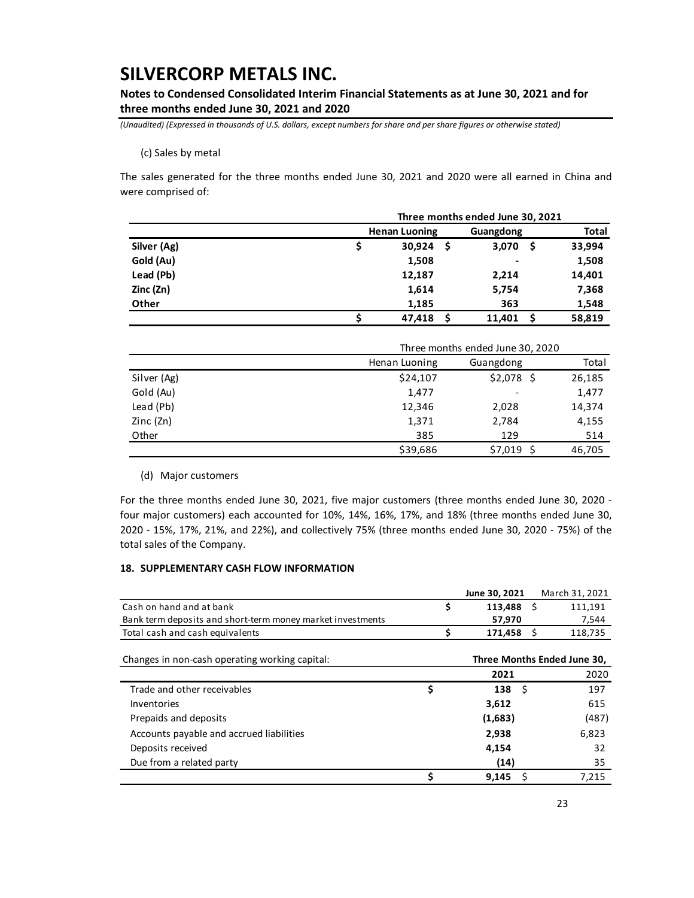(c) Sales by metal

The sales generated for the three months ended June 30, 2021 and 2020 were all earned in China and were comprised of:

| | Three months ended June 30, 2021 | | |
|---|---|---|---|
| | **Henan Luoning** | **Guangdong** | **Total** |
| **Silver (Ag)** | **$ 30,924** | **$ 3,070** | **$ 33,994** |
| **Gold (Au)** | **1,508** | **-** | **1,508** |
| **Lead (Pb)** | **12,187** | **2,214** | **14,401** |
| **Zinc (Zn)** | **1,614** | **5,754** | **7,368** |
| **Other** | **1,185** | **363** | **1,548** |
| | **$ 47,418** | **$ 11,401** | **$ 58,819** |

| | Three months ended June 30, 2020 | | |
|---|---|---|---|
| | Henan Luoning | Guangdong | Total |
| Silver (Ag) | $24,107 | $2,078 | $ 26,185 |
| Gold (Au) | 1,477 | - | 1,477 |
| Lead (Pb) | 12,346 | 2,028 | 14,374 |
| Zinc (Zn) | 1,371 | 2,784 | 4,155 |
| Other | 385 | 129 | 514 |
| | $39,686 | $7,019 | $ 46,705 |

(d) Major customers

For the three months ended June 30, 2021, five major customers (three months ended June 30, 2020 - four major customers) each accounted for 10%, 14%, 16%, 17%, and 18% (three months ended June 30, 2020 - 15%, 17%, 21%, and 22%), and collectively 75% (three months ended June 30, 2020 - 75%) of the total sales of the Company.

## 18. SUPPLEMENTARY CASH FLOW INFORMATION

| | **June 30, 2021** | March 31, 2021 |
|---|---|---|
| Cash on hand and at bank | **$ 113,488** | $ 111,191 |
| Bank term deposits and short-term money market investments | **57,970** | 7,544 |
| Total cash and cash equivalents | **$ 171,458** | $ 118,735 |

| Changes in non-cash operating working capital: | Three Months Ended June 30, | |
|---|---|---|
| | **2021** | 2020 |
| Trade and other receivables | **$ 138** | $ 197 |
| Inventories | **3,612** | 615 |
| Prepaids and deposits | **(1,683)** | (487) |
| Accounts payable and accrued liabilities | **2,938** | 6,823 |
| Deposits received | **4,154** | 32 |
| Due from a related party | **(14)** | 35 |
| | **$ 9,145** | $ 7,215 |